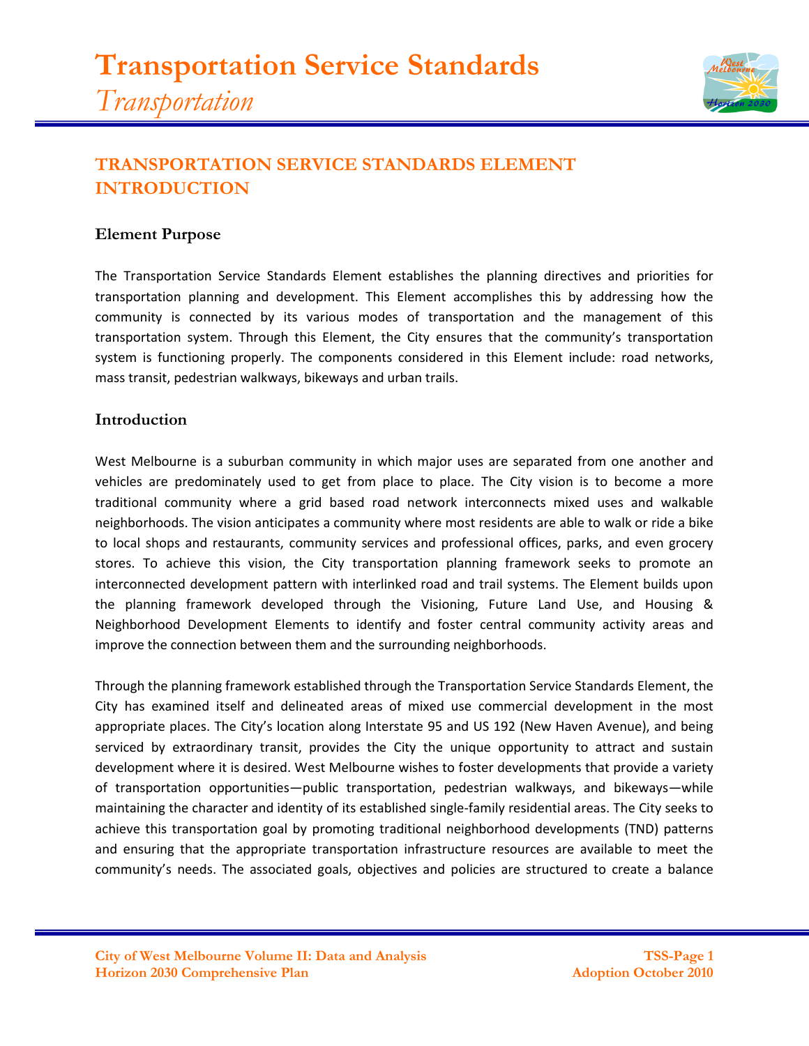# Transportation Service Standards
*Transportation*

## TRANSPORTATION SERVICE STANDARDS ELEMENT INTRODUCTION

### Element Purpose

The Transportation Service Standards Element establishes the planning directives and priorities for transportation planning and development. This Element accomplishes this by addressing how the community is connected by its various modes of transportation and the management of this transportation system. Through this Element, the City ensures that the community's transportation system is functioning properly. The components considered in this Element include: road networks, mass transit, pedestrian walkways, bikeways and urban trails.

### Introduction

West Melbourne is a suburban community in which major uses are separated from one another and vehicles are predominately used to get from place to place. The City vision is to become a more traditional community where a grid based road network interconnects mixed uses and walkable neighborhoods. The vision anticipates a community where most residents are able to walk or ride a bike to local shops and restaurants, community services and professional offices, parks, and even grocery stores. To achieve this vision, the City transportation planning framework seeks to promote an interconnected development pattern with interlinked road and trail systems. The Element builds upon the planning framework developed through the Visioning, Future Land Use, and Housing & Neighborhood Development Elements to identify and foster central community activity areas and improve the connection between them and the surrounding neighborhoods.

Through the planning framework established through the Transportation Service Standards Element, the City has examined itself and delineated areas of mixed use commercial development in the most appropriate places. The City's location along Interstate 95 and US 192 (New Haven Avenue), and being serviced by extraordinary transit, provides the City the unique opportunity to attract and sustain development where it is desired. West Melbourne wishes to foster developments that provide a variety of transportation opportunities—public transportation, pedestrian walkways, and bikeways—while maintaining the character and identity of its established single-family residential areas. The City seeks to achieve this transportation goal by promoting traditional neighborhood developments (TND) patterns and ensuring that the appropriate transportation infrastructure resources are available to meet the community's needs. The associated goals, objectives and policies are structured to create a balance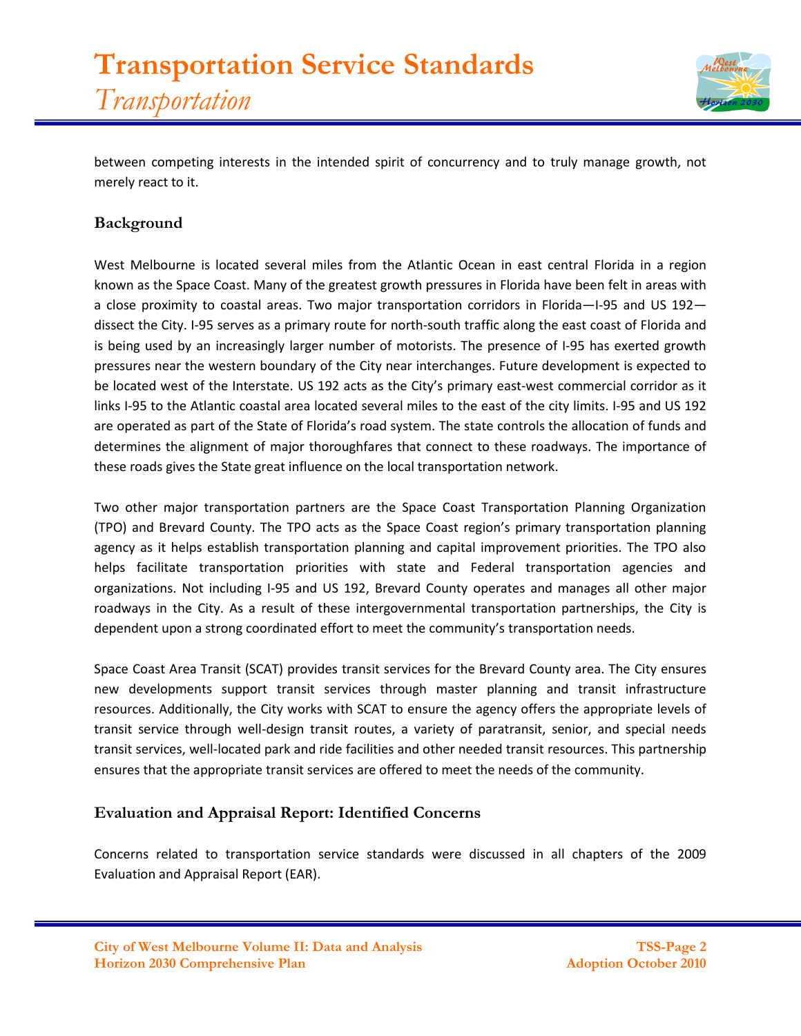between competing interests in the intended spirit of concurrency and to truly manage growth, not merely react to it.

### Background

West Melbourne is located several miles from the Atlantic Ocean in east central Florida in a region known as the Space Coast. Many of the greatest growth pressures in Florida have been felt in areas with a close proximity to coastal areas. Two major transportation corridors in Florida—I-95 and US 192—dissect the City. I-95 serves as a primary route for north-south traffic along the east coast of Florida and is being used by an increasingly larger number of motorists. The presence of I-95 has exerted growth pressures near the western boundary of the City near interchanges. Future development is expected to be located west of the Interstate. US 192 acts as the City's primary east-west commercial corridor as it links I-95 to the Atlantic coastal area located several miles to the east of the city limits. I-95 and US 192 are operated as part of the State of Florida's road system. The state controls the allocation of funds and determines the alignment of major thoroughfares that connect to these roadways. The importance of these roads gives the State great influence on the local transportation network.

Two other major transportation partners are the Space Coast Transportation Planning Organization (TPO) and Brevard County. The TPO acts as the Space Coast region's primary transportation planning agency as it helps establish transportation planning and capital improvement priorities. The TPO also helps facilitate transportation priorities with state and Federal transportation agencies and organizations. Not including I-95 and US 192, Brevard County operates and manages all other major roadways in the City. As a result of these intergovernmental transportation partnerships, the City is dependent upon a strong coordinated effort to meet the community's transportation needs.

Space Coast Area Transit (SCAT) provides transit services for the Brevard County area. The City ensures new developments support transit services through master planning and transit infrastructure resources. Additionally, the City works with SCAT to ensure the agency offers the appropriate levels of transit service through well-design transit routes, a variety of paratransit, senior, and special needs transit services, well-located park and ride facilities and other needed transit resources. This partnership ensures that the appropriate transit services are offered to meet the needs of the community.

### Evaluation and Appraisal Report: Identified Concerns

Concerns related to transportation service standards were discussed in all chapters of the 2009 Evaluation and Appraisal Report (EAR).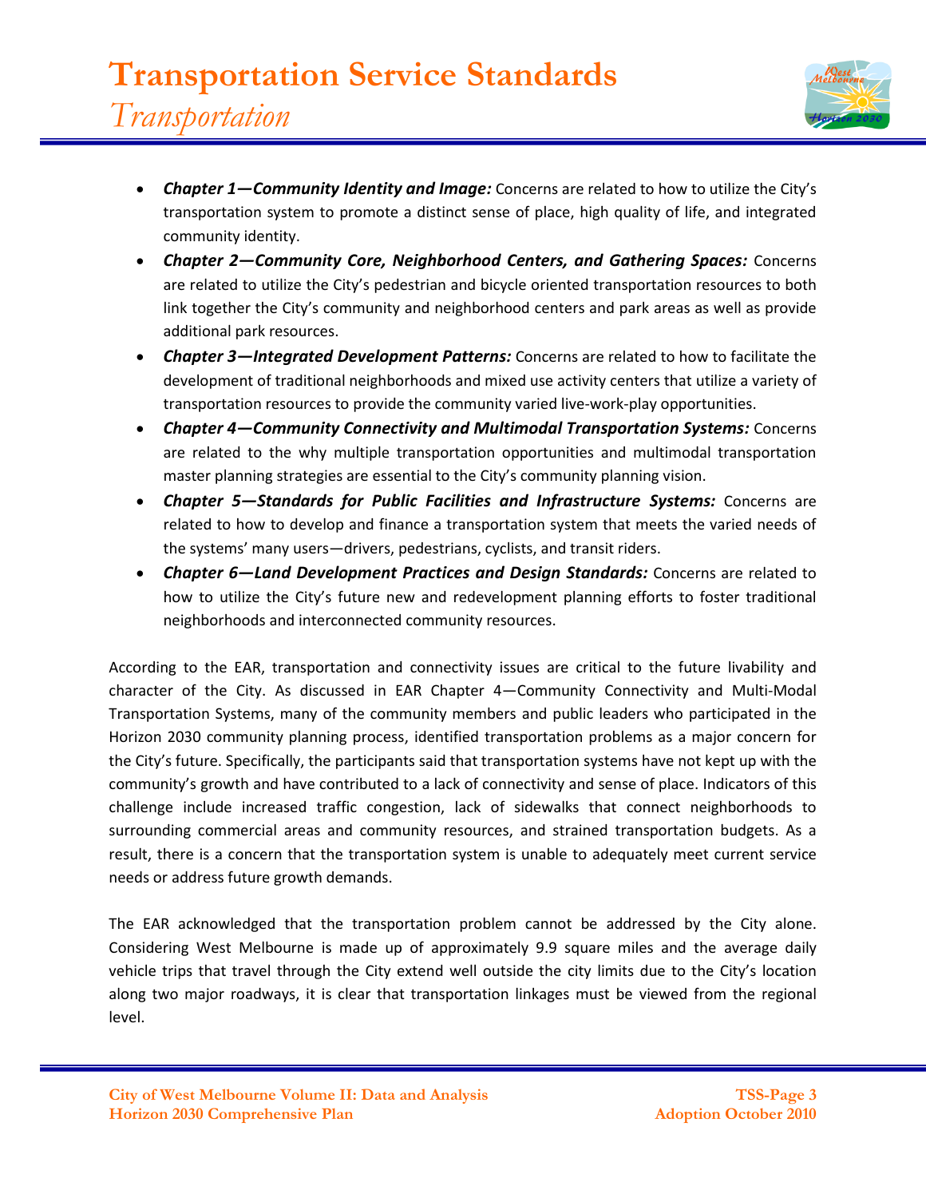- ***Chapter 1—Community Identity and Image:*** Concerns are related to how to utilize the City's transportation system to promote a distinct sense of place, high quality of life, and integrated community identity.
- ***Chapter 2—Community Core, Neighborhood Centers, and Gathering Spaces:*** Concerns are related to utilize the City's pedestrian and bicycle oriented transportation resources to both link together the City's community and neighborhood centers and park areas as well as provide additional park resources.
- ***Chapter 3—Integrated Development Patterns:*** Concerns are related to how to facilitate the development of traditional neighborhoods and mixed use activity centers that utilize a variety of transportation resources to provide the community varied live-work-play opportunities.
- ***Chapter 4—Community Connectivity and Multimodal Transportation Systems:*** Concerns are related to the why multiple transportation opportunities and multimodal transportation master planning strategies are essential to the City's community planning vision.
- ***Chapter 5—Standards for Public Facilities and Infrastructure Systems:*** Concerns are related to how to develop and finance a transportation system that meets the varied needs of the systems' many users—drivers, pedestrians, cyclists, and transit riders.
- ***Chapter 6—Land Development Practices and Design Standards:*** Concerns are related to how to utilize the City's future new and redevelopment planning efforts to foster traditional neighborhoods and interconnected community resources.

According to the EAR, transportation and connectivity issues are critical to the future livability and character of the City. As discussed in EAR Chapter 4—Community Connectivity and Multi-Modal Transportation Systems, many of the community members and public leaders who participated in the Horizon 2030 community planning process, identified transportation problems as a major concern for the City's future. Specifically, the participants said that transportation systems have not kept up with the community's growth and have contributed to a lack of connectivity and sense of place. Indicators of this challenge include increased traffic congestion, lack of sidewalks that connect neighborhoods to surrounding commercial areas and community resources, and strained transportation budgets. As a result, there is a concern that the transportation system is unable to adequately meet current service needs or address future growth demands.

The EAR acknowledged that the transportation problem cannot be addressed by the City alone. Considering West Melbourne is made up of approximately 9.9 square miles and the average daily vehicle trips that travel through the City extend well outside the city limits due to the City's location along two major roadways, it is clear that transportation linkages must be viewed from the regional level.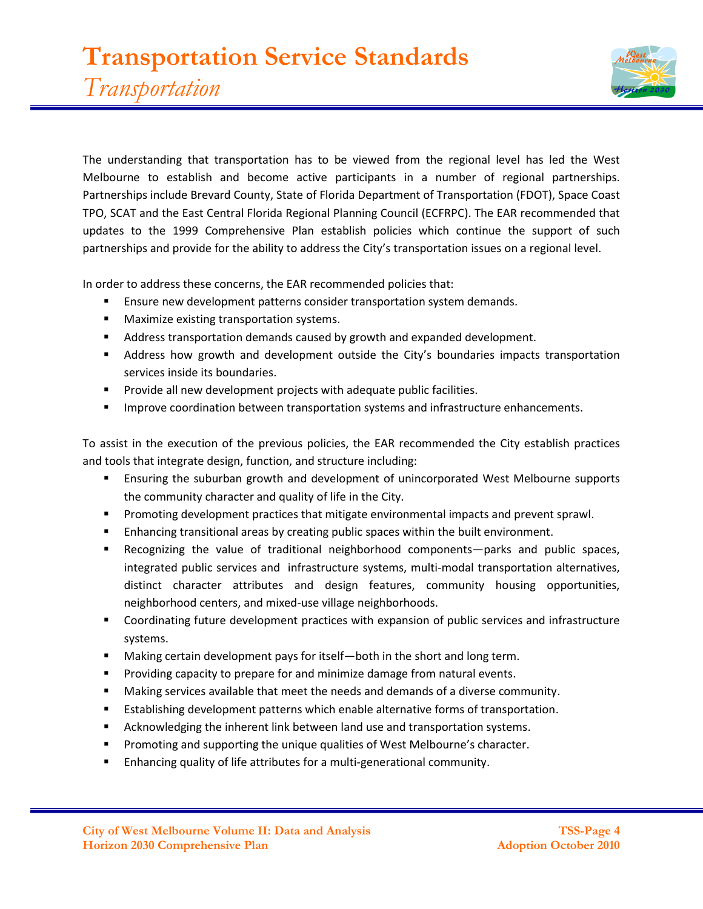The understanding that transportation has to be viewed from the regional level has led the West Melbourne to establish and become active participants in a number of regional partnerships. Partnerships include Brevard County, State of Florida Department of Transportation (FDOT), Space Coast TPO, SCAT and the East Central Florida Regional Planning Council (ECFRPC). The EAR recommended that updates to the 1999 Comprehensive Plan establish policies which continue the support of such partnerships and provide for the ability to address the City's transportation issues on a regional level.

In order to address these concerns, the EAR recommended policies that:

- Ensure new development patterns consider transportation system demands.
- Maximize existing transportation systems.
- Address transportation demands caused by growth and expanded development.
- Address how growth and development outside the City's boundaries impacts transportation services inside its boundaries.
- Provide all new development projects with adequate public facilities.
- Improve coordination between transportation systems and infrastructure enhancements.

To assist in the execution of the previous policies, the EAR recommended the City establish practices and tools that integrate design, function, and structure including:

- Ensuring the suburban growth and development of unincorporated West Melbourne supports the community character and quality of life in the City.
- Promoting development practices that mitigate environmental impacts and prevent sprawl.
- Enhancing transitional areas by creating public spaces within the built environment.
- Recognizing the value of traditional neighborhood components—parks and public spaces, integrated public services and infrastructure systems, multi-modal transportation alternatives, distinct character attributes and design features, community housing opportunities, neighborhood centers, and mixed-use village neighborhoods.
- Coordinating future development practices with expansion of public services and infrastructure systems.
- Making certain development pays for itself—both in the short and long term.
- Providing capacity to prepare for and minimize damage from natural events.
- Making services available that meet the needs and demands of a diverse community.
- Establishing development patterns which enable alternative forms of transportation.
- Acknowledging the inherent link between land use and transportation systems.
- Promoting and supporting the unique qualities of West Melbourne's character.
- Enhancing quality of life attributes for a multi-generational community.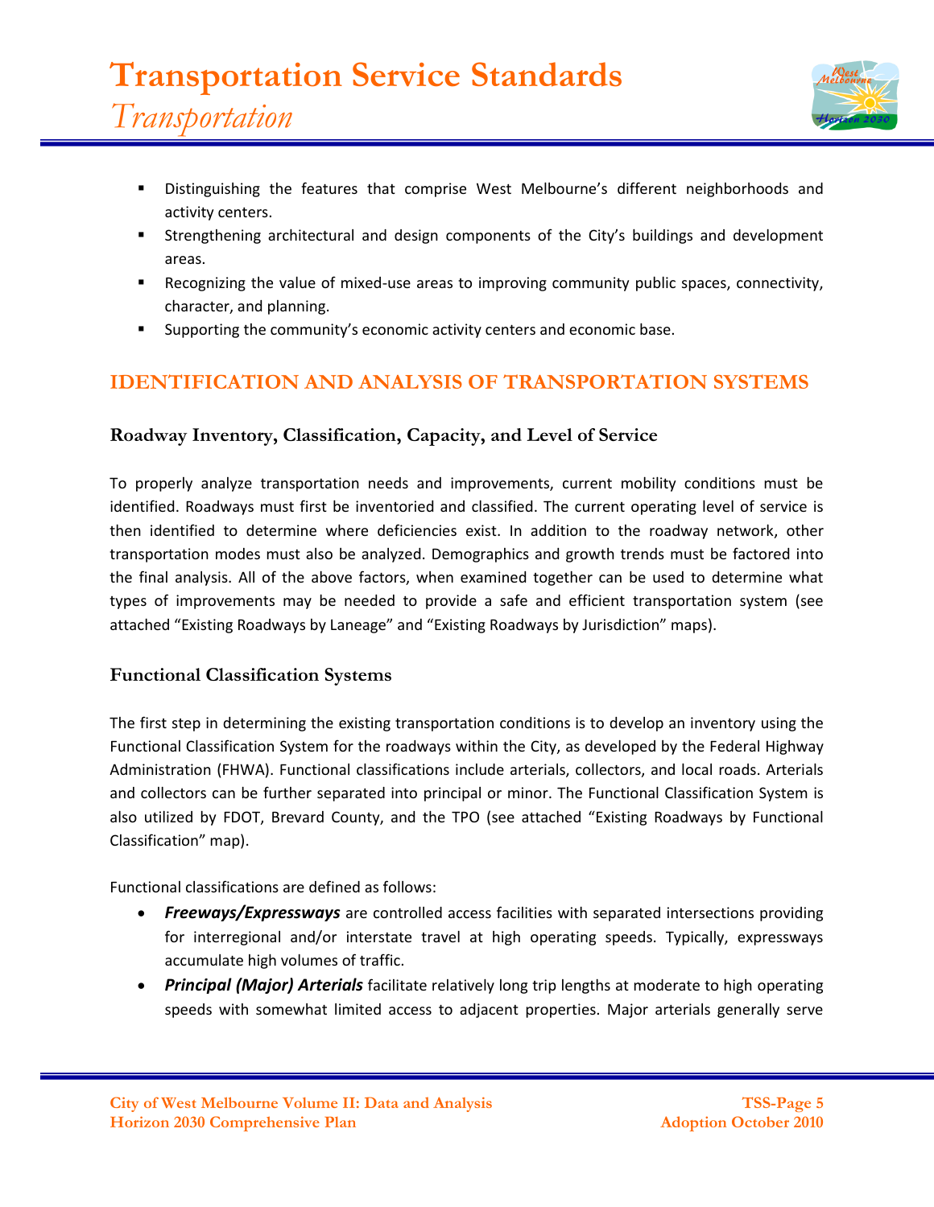- Distinguishing the features that comprise West Melbourne's different neighborhoods and activity centers.
- Strengthening architectural and design components of the City's buildings and development areas.
- Recognizing the value of mixed-use areas to improving community public spaces, connectivity, character, and planning.
- Supporting the community's economic activity centers and economic base.

## IDENTIFICATION AND ANALYSIS OF TRANSPORTATION SYSTEMS

### Roadway Inventory, Classification, Capacity, and Level of Service

To properly analyze transportation needs and improvements, current mobility conditions must be identified. Roadways must first be inventoried and classified. The current operating level of service is then identified to determine where deficiencies exist. In addition to the roadway network, other transportation modes must also be analyzed. Demographics and growth trends must be factored into the final analysis. All of the above factors, when examined together can be used to determine what types of improvements may be needed to provide a safe and efficient transportation system (see attached "Existing Roadways by Laneage" and "Existing Roadways by Jurisdiction" maps).

### Functional Classification Systems

The first step in determining the existing transportation conditions is to develop an inventory using the Functional Classification System for the roadways within the City, as developed by the Federal Highway Administration (FHWA). Functional classifications include arterials, collectors, and local roads. Arterials and collectors can be further separated into principal or minor. The Functional Classification System is also utilized by FDOT, Brevard County, and the TPO (see attached "Existing Roadways by Functional Classification" map).

Functional classifications are defined as follows:

- ***Freeways/Expressways*** are controlled access facilities with separated intersections providing for interregional and/or interstate travel at high operating speeds. Typically, expressways accumulate high volumes of traffic.
- ***Principal (Major) Arterials*** facilitate relatively long trip lengths at moderate to high operating speeds with somewhat limited access to adjacent properties. Major arterials generally serve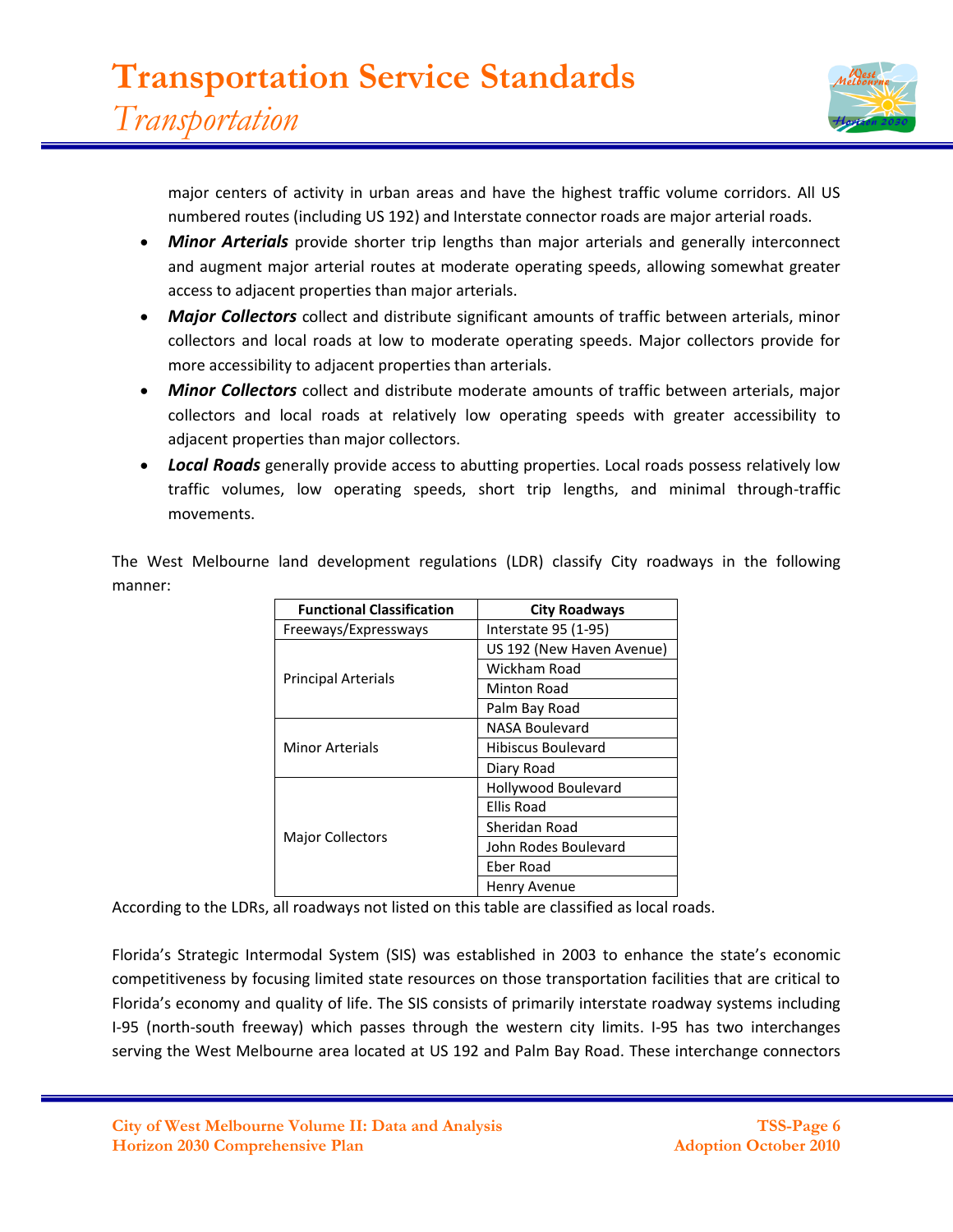major centers of activity in urban areas and have the highest traffic volume corridors. All US numbered routes (including US 192) and Interstate connector roads are major arterial roads.

- ***Minor Arterials*** provide shorter trip lengths than major arterials and generally interconnect and augment major arterial routes at moderate operating speeds, allowing somewhat greater access to adjacent properties than major arterials.
- ***Major Collectors*** collect and distribute significant amounts of traffic between arterials, minor collectors and local roads at low to moderate operating speeds. Major collectors provide for more accessibility to adjacent properties than arterials.
- ***Minor Collectors*** collect and distribute moderate amounts of traffic between arterials, major collectors and local roads at relatively low operating speeds with greater accessibility to adjacent properties than major collectors.
- ***Local Roads*** generally provide access to abutting properties. Local roads possess relatively low traffic volumes, low operating speeds, short trip lengths, and minimal through-traffic movements.

The West Melbourne land development regulations (LDR) classify City roadways in the following manner:

| Functional Classification | City Roadways |
|---|---|
| Freeways/Expressways | Interstate 95 (1-95) |
| Principal Arterials | US 192 (New Haven Avenue) |
| | Wickham Road |
| | Minton Road |
| | Palm Bay Road |
| Minor Arterials | NASA Boulevard |
| | Hibiscus Boulevard |
| | Diary Road |
| Major Collectors | Hollywood Boulevard |
| | Ellis Road |
| | Sheridan Road |
| | John Rodes Boulevard |
| | Eber Road |
| | Henry Avenue |

According to the LDRs, all roadways not listed on this table are classified as local roads.

Florida's Strategic Intermodal System (SIS) was established in 2003 to enhance the state's economic competitiveness by focusing limited state resources on those transportation facilities that are critical to Florida's economy and quality of life. The SIS consists of primarily interstate roadway systems including I-95 (north-south freeway) which passes through the western city limits. I-95 has two interchanges serving the West Melbourne area located at US 192 and Palm Bay Road. These interchange connectors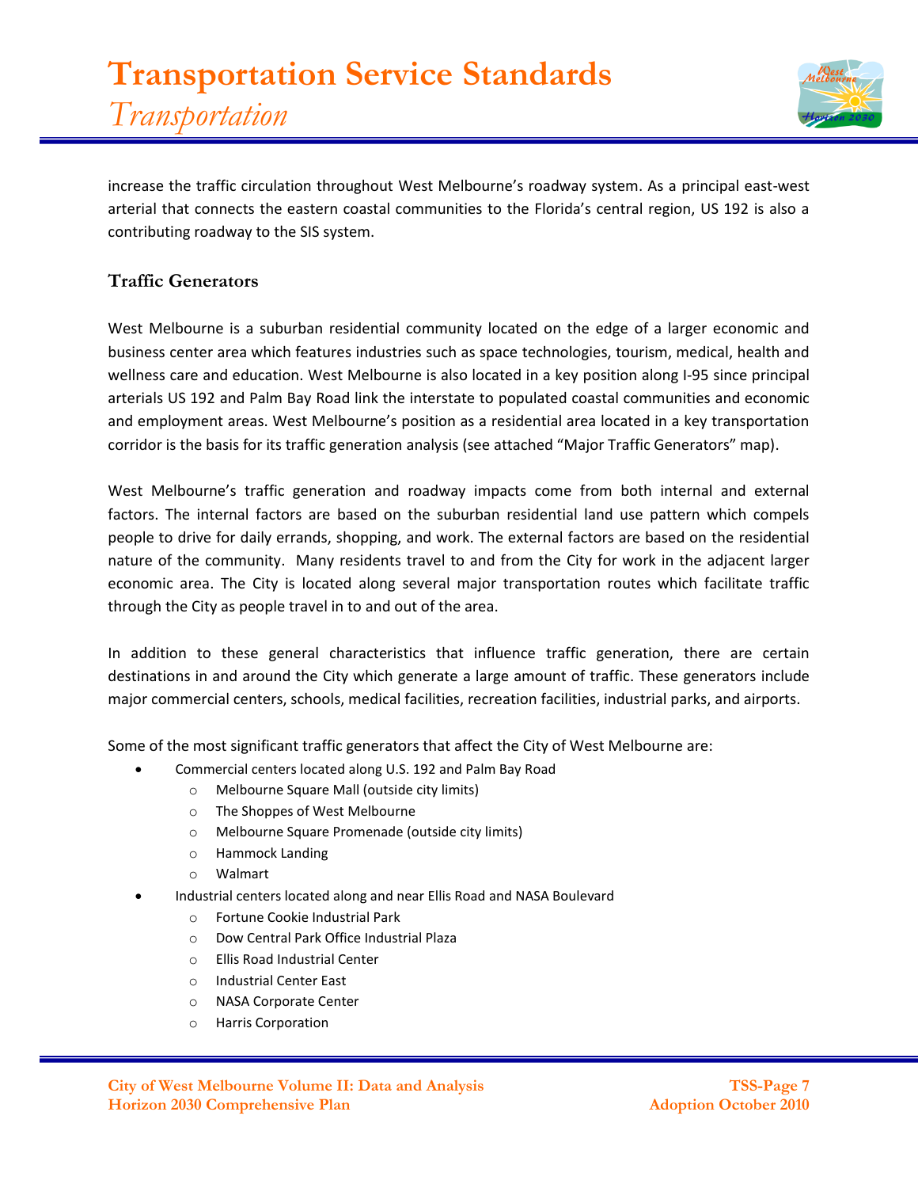increase the traffic circulation throughout West Melbourne's roadway system. As a principal east-west arterial that connects the eastern coastal communities to the Florida's central region, US 192 is also a contributing roadway to the SIS system.

### Traffic Generators

West Melbourne is a suburban residential community located on the edge of a larger economic and business center area which features industries such as space technologies, tourism, medical, health and wellness care and education. West Melbourne is also located in a key position along I-95 since principal arterials US 192 and Palm Bay Road link the interstate to populated coastal communities and economic and employment areas. West Melbourne's position as a residential area located in a key transportation corridor is the basis for its traffic generation analysis (see attached "Major Traffic Generators" map).

West Melbourne's traffic generation and roadway impacts come from both internal and external factors. The internal factors are based on the suburban residential land use pattern which compels people to drive for daily errands, shopping, and work. The external factors are based on the residential nature of the community. Many residents travel to and from the City for work in the adjacent larger economic area. The City is located along several major transportation routes which facilitate traffic through the City as people travel in to and out of the area.

In addition to these general characteristics that influence traffic generation, there are certain destinations in and around the City which generate a large amount of traffic. These generators include major commercial centers, schools, medical facilities, recreation facilities, industrial parks, and airports.

Some of the most significant traffic generators that affect the City of West Melbourne are:

- Commercial centers located along U.S. 192 and Palm Bay Road
  - Melbourne Square Mall (outside city limits)
  - The Shoppes of West Melbourne
  - Melbourne Square Promenade (outside city limits)
  - Hammock Landing
  - Walmart
- Industrial centers located along and near Ellis Road and NASA Boulevard
  - Fortune Cookie Industrial Park
  - Dow Central Park Office Industrial Plaza
  - Ellis Road Industrial Center
  - Industrial Center East
  - NASA Corporate Center
  - Harris Corporation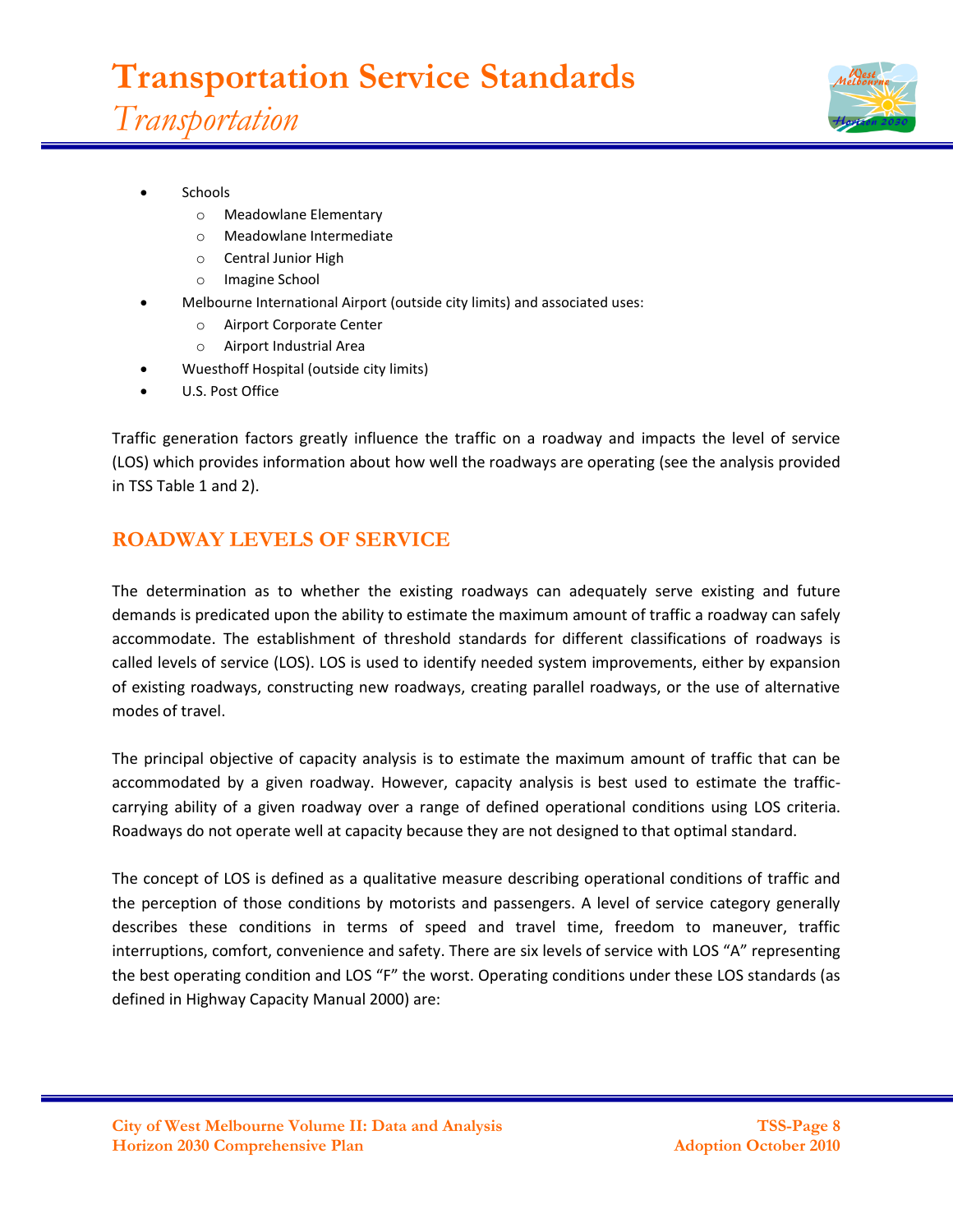- Schools
    - Meadowlane Elementary
    - Meadowlane Intermediate
    - Central Junior High
    - Imagine School
- Melbourne International Airport (outside city limits) and associated uses:
    - Airport Corporate Center
    - Airport Industrial Area
- Wuesthoff Hospital (outside city limits)
- U.S. Post Office

Traffic generation factors greatly influence the traffic on a roadway and impacts the level of service (LOS) which provides information about how well the roadways are operating (see the analysis provided in TSS Table 1 and 2).

## ROADWAY LEVELS OF SERVICE

The determination as to whether the existing roadways can adequately serve existing and future demands is predicated upon the ability to estimate the maximum amount of traffic a roadway can safely accommodate. The establishment of threshold standards for different classifications of roadways is called levels of service (LOS). LOS is used to identify needed system improvements, either by expansion of existing roadways, constructing new roadways, creating parallel roadways, or the use of alternative modes of travel.

The principal objective of capacity analysis is to estimate the maximum amount of traffic that can be accommodated by a given roadway. However, capacity analysis is best used to estimate the traffic-carrying ability of a given roadway over a range of defined operational conditions using LOS criteria. Roadways do not operate well at capacity because they are not designed to that optimal standard.

The concept of LOS is defined as a qualitative measure describing operational conditions of traffic and the perception of those conditions by motorists and passengers. A level of service category generally describes these conditions in terms of speed and travel time, freedom to maneuver, traffic interruptions, comfort, convenience and safety. There are six levels of service with LOS "A" representing the best operating condition and LOS "F" the worst. Operating conditions under these LOS standards (as defined in Highway Capacity Manual 2000) are: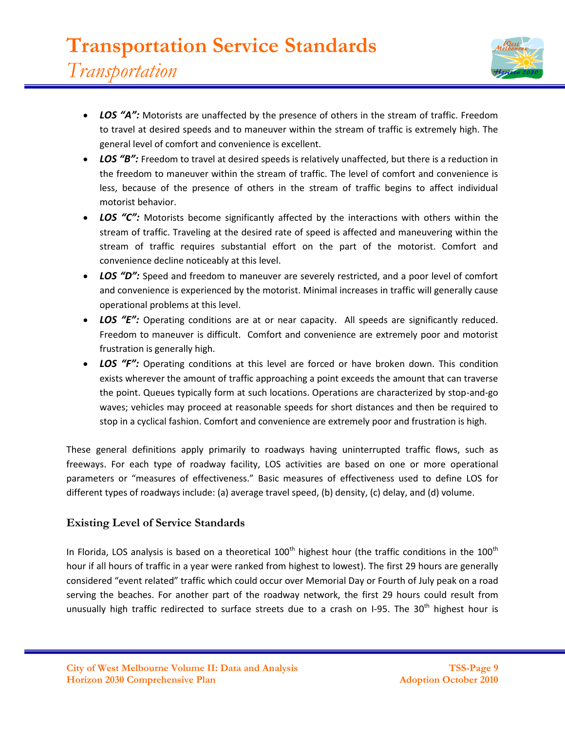- ***LOS "A":*** Motorists are unaffected by the presence of others in the stream of traffic. Freedom to travel at desired speeds and to maneuver within the stream of traffic is extremely high. The general level of comfort and convenience is excellent.
- ***LOS "B":*** Freedom to travel at desired speeds is relatively unaffected, but there is a reduction in the freedom to maneuver within the stream of traffic. The level of comfort and convenience is less, because of the presence of others in the stream of traffic begins to affect individual motorist behavior.
- ***LOS "C":*** Motorists become significantly affected by the interactions with others within the stream of traffic. Traveling at the desired rate of speed is affected and maneuvering within the stream of traffic requires substantial effort on the part of the motorist. Comfort and convenience decline noticeably at this level.
- ***LOS "D":*** Speed and freedom to maneuver are severely restricted, and a poor level of comfort and convenience is experienced by the motorist. Minimal increases in traffic will generally cause operational problems at this level.
- ***LOS "E":*** Operating conditions are at or near capacity. All speeds are significantly reduced. Freedom to maneuver is difficult. Comfort and convenience are extremely poor and motorist frustration is generally high.
- ***LOS "F":*** Operating conditions at this level are forced or have broken down. This condition exists wherever the amount of traffic approaching a point exceeds the amount that can traverse the point. Queues typically form at such locations. Operations are characterized by stop-and-go waves; vehicles may proceed at reasonable speeds for short distances and then be required to stop in a cyclical fashion. Comfort and convenience are extremely poor and frustration is high.

These general definitions apply primarily to roadways having uninterrupted traffic flows, such as freeways. For each type of roadway facility, LOS activities are based on one or more operational parameters or "measures of effectiveness." Basic measures of effectiveness used to define LOS for different types of roadways include: (a) average travel speed, (b) density, (c) delay, and (d) volume.

### Existing Level of Service Standards

In Florida, LOS analysis is based on a theoretical 100th highest hour (the traffic conditions in the 100th hour if all hours of traffic in a year were ranked from highest to lowest). The first 29 hours are generally considered "event related" traffic which could occur over Memorial Day or Fourth of July peak on a road serving the beaches. For another part of the roadway network, the first 29 hours could result from unusually high traffic redirected to surface streets due to a crash on I-95. The 30th highest hour is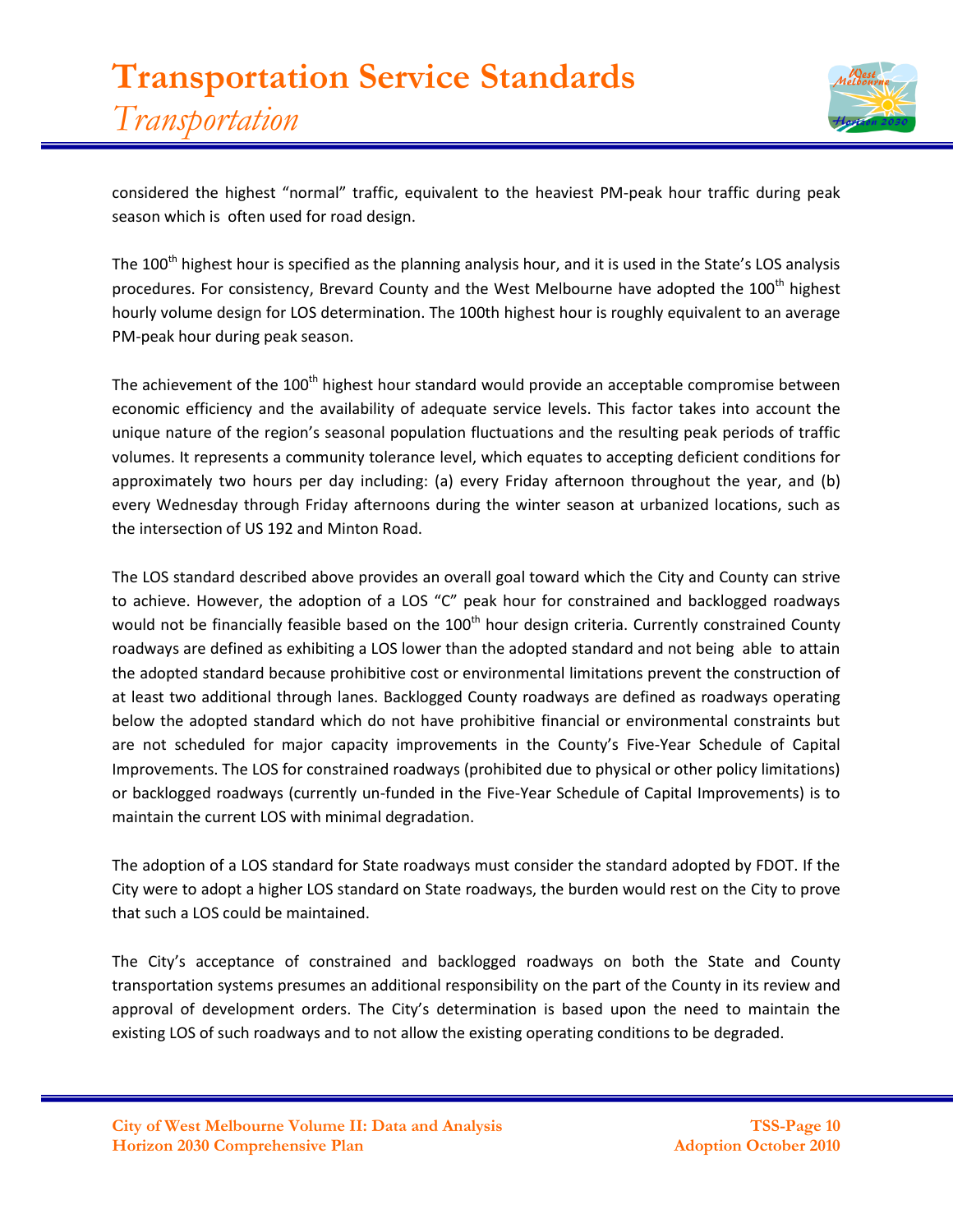considered the highest "normal" traffic, equivalent to the heaviest PM-peak hour traffic during peak season which is often used for road design.

The 100$^{th}$ highest hour is specified as the planning analysis hour, and it is used in the State's LOS analysis procedures. For consistency, Brevard County and the West Melbourne have adopted the 100$^{th}$ highest hourly volume design for LOS determination. The 100th highest hour is roughly equivalent to an average PM-peak hour during peak season.

The achievement of the 100$^{th}$ highest hour standard would provide an acceptable compromise between economic efficiency and the availability of adequate service levels. This factor takes into account the unique nature of the region's seasonal population fluctuations and the resulting peak periods of traffic volumes. It represents a community tolerance level, which equates to accepting deficient conditions for approximately two hours per day including: (a) every Friday afternoon throughout the year, and (b) every Wednesday through Friday afternoons during the winter season at urbanized locations, such as the intersection of US 192 and Minton Road.

The LOS standard described above provides an overall goal toward which the City and County can strive to achieve. However, the adoption of a LOS "C" peak hour for constrained and backlogged roadways would not be financially feasible based on the 100$^{th}$ hour design criteria. Currently constrained County roadways are defined as exhibiting a LOS lower than the adopted standard and not being able to attain the adopted standard because prohibitive cost or environmental limitations prevent the construction of at least two additional through lanes. Backlogged County roadways are defined as roadways operating below the adopted standard which do not have prohibitive financial or environmental constraints but are not scheduled for major capacity improvements in the County's Five-Year Schedule of Capital Improvements. The LOS for constrained roadways (prohibited due to physical or other policy limitations) or backlogged roadways (currently un-funded in the Five-Year Schedule of Capital Improvements) is to maintain the current LOS with minimal degradation.

The adoption of a LOS standard for State roadways must consider the standard adopted by FDOT. If the City were to adopt a higher LOS standard on State roadways, the burden would rest on the City to prove that such a LOS could be maintained.

The City's acceptance of constrained and backlogged roadways on both the State and County transportation systems presumes an additional responsibility on the part of the County in its review and approval of development orders. The City's determination is based upon the need to maintain the existing LOS of such roadways and to not allow the existing operating conditions to be degraded.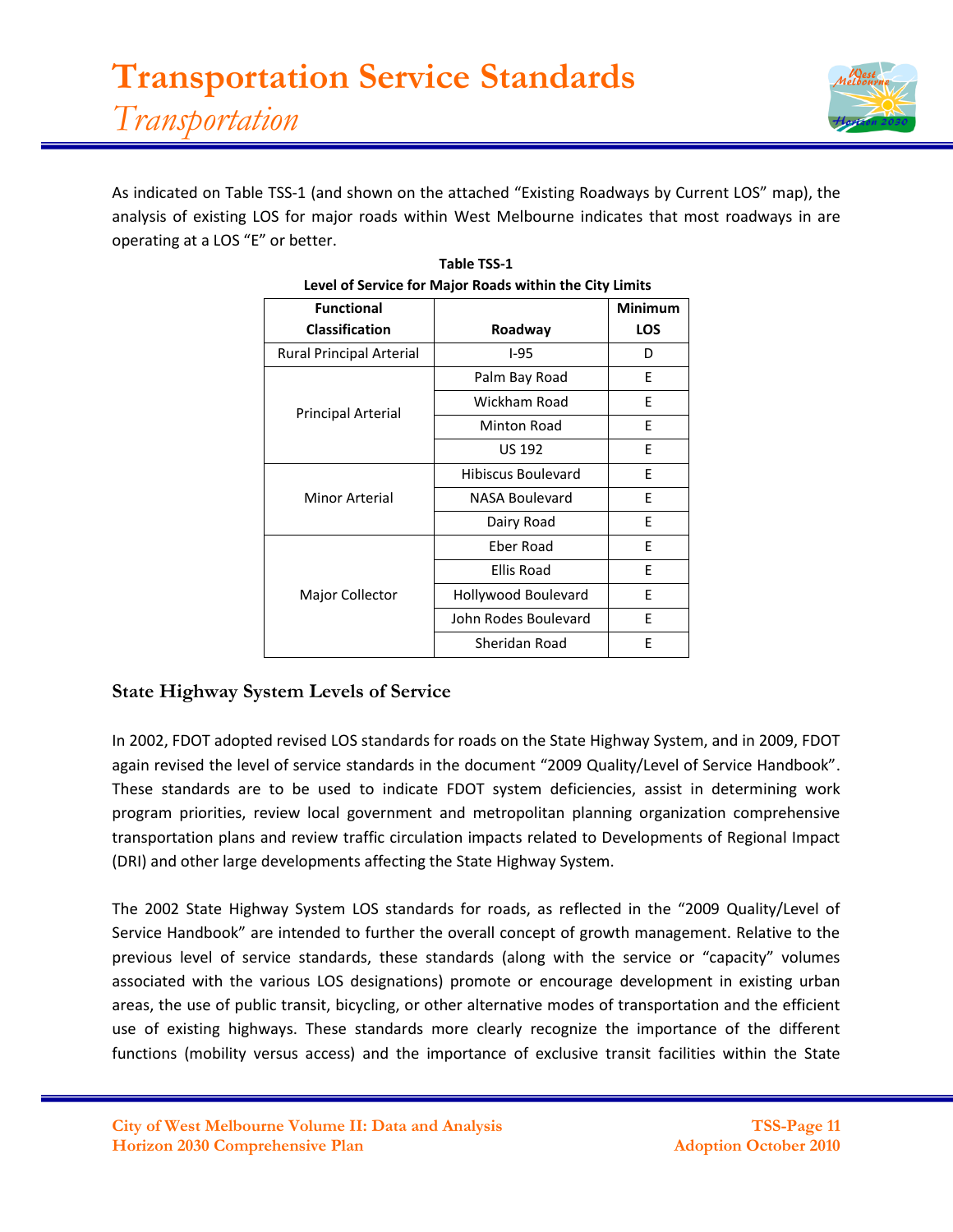As indicated on Table TSS-1 (and shown on the attached "Existing Roadways by Current LOS" map), the analysis of existing LOS for major roads within West Melbourne indicates that most roadways in are operating at a LOS "E" or better.

**Table TSS-1**
**Level of Service for Major Roads within the City Limits**

| Functional Classification | Roadway | Minimum LOS |
|---|---|---|
| Rural Principal Arterial | I-95 | D |
| Principal Arterial | Palm Bay Road | E |
| | Wickham Road | E |
| | Minton Road | E |
| | US 192 | E |
| Minor Arterial | Hibiscus Boulevard | E |
| | NASA Boulevard | E |
| | Dairy Road | E |
| Major Collector | Eber Road | E |
| | Ellis Road | E |
| | Hollywood Boulevard | E |
| | John Rodes Boulevard | E |
| | Sheridan Road | E |

## State Highway System Levels of Service

In 2002, FDOT adopted revised LOS standards for roads on the State Highway System, and in 2009, FDOT again revised the level of service standards in the document "2009 Quality/Level of Service Handbook". These standards are to be used to indicate FDOT system deficiencies, assist in determining work program priorities, review local government and metropolitan planning organization comprehensive transportation plans and review traffic circulation impacts related to Developments of Regional Impact (DRI) and other large developments affecting the State Highway System.

The 2002 State Highway System LOS standards for roads, as reflected in the "2009 Quality/Level of Service Handbook" are intended to further the overall concept of growth management. Relative to the previous level of service standards, these standards (along with the service or "capacity" volumes associated with the various LOS designations) promote or encourage development in existing urban areas, the use of public transit, bicycling, or other alternative modes of transportation and the efficient use of existing highways. These standards more clearly recognize the importance of the different functions (mobility versus access) and the importance of exclusive transit facilities within the State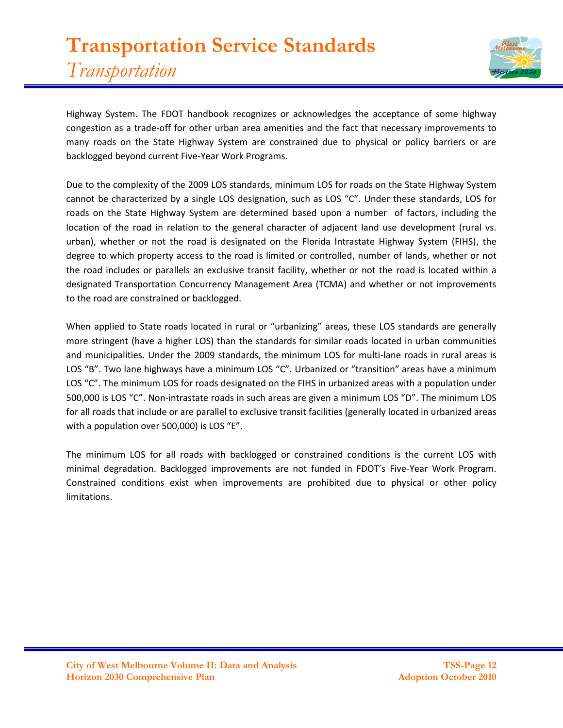Highway System. The FDOT handbook recognizes or acknowledges the acceptance of some highway congestion as a trade-off for other urban area amenities and the fact that necessary improvements to many roads on the State Highway System are constrained due to physical or policy barriers or are backlogged beyond current Five-Year Work Programs.

Due to the complexity of the 2009 LOS standards, minimum LOS for roads on the State Highway System cannot be characterized by a single LOS designation, such as LOS "C". Under these standards, LOS for roads on the State Highway System are determined based upon a number of factors, including the location of the road in relation to the general character of adjacent land use development (rural vs. urban), whether or not the road is designated on the Florida Intrastate Highway System (FIHS), the degree to which property access to the road is limited or controlled, number of lands, whether or not the road includes or parallels an exclusive transit facility, whether or not the road is located within a designated Transportation Concurrency Management Area (TCMA) and whether or not improvements to the road are constrained or backlogged.

When applied to State roads located in rural or "urbanizing" areas, these LOS standards are generally more stringent (have a higher LOS) than the standards for similar roads located in urban communities and municipalities. Under the 2009 standards, the minimum LOS for multi-lane roads in rural areas is LOS "B". Two lane highways have a minimum LOS "C". Urbanized or "transition" areas have a minimum LOS "C". The minimum LOS for roads designated on the FIHS in urbanized areas with a population under 500,000 is LOS "C". Non-intrastate roads in such areas are given a minimum LOS "D". The minimum LOS for all roads that include or are parallel to exclusive transit facilities (generally located in urbanized areas with a population over 500,000) is LOS "E".

The minimum LOS for all roads with backlogged or constrained conditions is the current LOS with minimal degradation. Backlogged improvements are not funded in FDOT's Five-Year Work Program. Constrained conditions exist when improvements are prohibited due to physical or other policy limitations.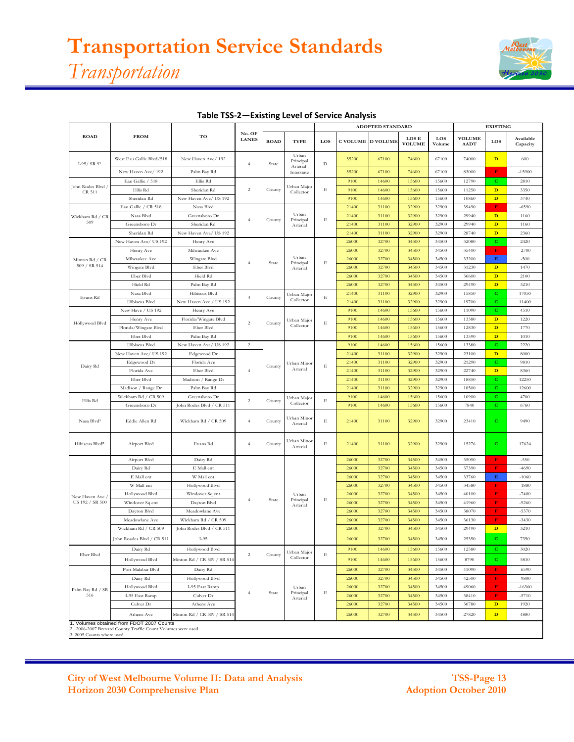# Transportation Service Standards

*Transportation*

**Table TSS-2—Existing Level of Service Analysis**

| ROAD | FROM | TO | No. OF LANES | ADOPTED STANDARD | | | | | | | EXISTING | | |
|---|---|---|---|---|---|---|---|---|---|---|---|---|---|
| | | | | ROAD | TYPE | LOS | C VOLUME | D VOLUME | LOS E VOLUME | LOS Volume | VOLUME AADT | LOS | Available Capacity |
| I-95/ SR 9[1] | West Eau Gallie Blvd/518 | New Haven Ave/ 192 | 4 | State | Urban Principal Arterial-Interstate | D | 55200 | 67100 | 74600 | 67100 | 74000 | D | 600 |
| | New Haven Ave/ 192 | Palm Bay Rd | | | | | 55200 | 67100 | 74600 | 67100 | 83000 | F | -15900 |
| John Rodes Blvd / CR 511 | Eau Gallie / 518 | Ellis Rd | 2 | County | Urban Major Collector | E | 9100 | 14600 | 15600 | 15600 | 12790 | C | 2810 |
| | Ellis Rd | Sheridan Rd | | | | | 9100 | 14600 | 15600 | 15600 | 11250 | D | 3350 |
| | Sheridan Rd | New Haven Ave/ US 192 | | | | | 9100 | 14600 | 15600 | 15600 | 10860 | D | 3740 |
| Wickham Rd / CR 509 | Eau Gallie / CR 518 | Nasa Blvd | 4 | County | Urban Principal Arterial | E | 21400 | 31100 | 32900 | 32900 | 39490 | F | -6590 |
| | Nasa Blvd | Greensboro Dr | | | | | 21400 | 31100 | 32900 | 32900 | 29940 | D | 1160 |
| | Greensboro Dr | Sheridan Rd | | | | | 21400 | 31100 | 32900 | 32900 | 29940 | D | 1160 |
| | Sheridan Rd | New Haven Ave/ US 192 | | | | | 21400 | 31100 | 32900 | 32900 | 28740 | D | 2360 |
| Minton Rd / CR 509 / SR 514 | New Haven Ave/ US 192 | Henry Ave | 4 | State | Urban Principal Arterial | E | 26000 | 32700 | 34500 | 34500 | 32080 | C | 2420 |
| | Henry Ave | Milwaukee Ave | | | | | 26000 | 32700 | 34500 | 34500 | 35400 | F | -2700 |
| | Milwaukee Ave | Wingate Blvd | | | | | 26000 | 32700 | 34500 | 34500 | 33200 | E | -500 |
| | Wingate Blvd | Eber Blvd | | | | | 26000 | 32700 | 34500 | 34500 | 31230 | D | 1470 |
| | Eber Blvd | Hield Rd | | | | | 26000 | 32700 | 34500 | 34500 | 30600 | D | 2100 |
| | Hield Rd | Palm Bay Rd | | | | | 26000 | 32700 | 34500 | 34500 | 29490 | D | 3210 |
| Evans Rd | Nasa Blvd | Hibiscus Blvd | 4 | County | Urban Major Collector | E | 21400 | 31100 | 32900 | 32900 | 15850 | C | 17050 |
| | Hibiscus Blvd | New Haven Ave / US 192 | | | | | 21400 | 31100 | 32900 | 32900 | 19700 | C | 11400 |
| Hollywood Blvd | New Have / US 192 | Henry Ave | 2 | County | Urban Major Collector | E | 9100 | 14600 | 15600 | 15600 | 11090 | C | 4510 |
| | Henry Ave | Florida/Wingate Blvd | | | | | 9100 | 14600 | 15600 | 15600 | 13380 | D | 1220 |
| | Florida/Wingate Blvd | Eber Blvd | | | | | 9100 | 14600 | 15600 | 15600 | 12830 | D | 1770 |
| | Eber Blvd | Palm Bay Rd | | | | | 9100 | 14600 | 15600 | 15600 | 13590 | D | 1010 |
| Dairy Rd | Hibiscus Blvd | New Haven Ave/ US 192 | 2 | County | Urban Minor Arterial | E | 9100 | 14600 | 15600 | 15600 | 13380 | C | 2220 |
| | New Haven Ave/ US 192 | Edgewood Dr | 4 | | | | 21400 | 31100 | 32900 | 32900 | 23100 | D | 8000 |
| | Edgewood Dr | Florida Ave | | | | | 21400 | 31100 | 32900 | 32900 | 21290 | C | 9810 |
| | Florida Ave | Eber Blvd | | | | | 21400 | 31100 | 32900 | 32900 | 22740 | D | 8360 |
| | Eber Blvd | Madison / Range Dr | | | | | 21400 | 31100 | 32900 | 32900 | 18850 | C | 12250 |
| | Madison / Range Dr | Palm Bay Rd | | | | | 21400 | 31100 | 32900 | 32900 | 18500 | C | 12600 |
| Ellis Rd | Wickham Rd / CR 509 | Greensboro Dr | 2 | County | Urban Major Collector | E | 9100 | 14600 | 15600 | 15600 | 10900 | C | 4700 |
| | Greensboro Dr | John Rodes Blvd / CR 511 | | | | | 9100 | 14600 | 15600 | 15600 | 7840 | C | 6760 |
| Nasa Blvd[2] | Eddie Allen Rd | Wickham Rd / CR 509 | 4 | County | Urban Minor Arterial | E | 21400 | 31100 | 32900 | 32900 | 23410 | C | 9490 |
| Hibiscus Blvd[3] | Airport Blvd | Evans Rd | 4 | County | Urban Minor Arterial | E | 21400 | 31100 | 32900 | 32900 | 15276 | C | 17624 |
| New Haven Ave / US 192 / SR 500 | Airport Blvd | Dairy Rd | 4 | State | Urban Principal Arterial | E | 26000 | 32700 | 34500 | 34500 | 35050 | F | -550 |
| | Dairy Rd | E Mall ent | | | | | 26000 | 32700 | 34500 | 34500 | 37390 | F | -4690 |
| | E Mall ent | W Mall ent | | | | | 26000 | 32700 | 34500 | 34500 | 33760 | E | -1060 |
| | W Mall ent | Hollywood Blvd | | | | | 26000 | 32700 | 34500 | 34500 | 34580 | F | -1880 |
| | Hollywood Blvd | Windover Sq ent | | | | | 26000 | 32700 | 34500 | 34500 | 40100 | F | -7400 |
| | Windover Sq ent | Dayton Blvd | | | | | 26000 | 32700 | 34500 | 34500 | 41960 | F | -9260 |
| | Dayton Blvd | Meadowlane Ave | | | | | 26000 | 32700 | 34500 | 34500 | 38070 | F | -5370 |
| | Meadowlane Ave | Wickham Rd / CR 509 | | | | | 26000 | 32700 | 34500 | 34500 | 36130 | F | -3430 |
| | Wickham Rd / CR 509 | John Rodes Blvd / CR 511 | | | | | 26000 | 32700 | 34500 | 34500 | 29490 | D | 3210 |
| | John Roades Blvd / CR 511 | I-95 | | | | | 26000 | 32700 | 34500 | 34500 | 25350 | C | 7350 |
| Eber Blvd | Dairy Rd | Hollywood Blvd | 2 | County | Urban Major Collector | E | 9100 | 14600 | 15600 | 15600 | 12580 | C | 3020 |
| | Hollywood Blvd | Minton Rd / CR 509 / SR 514 | | | | | 9100 | 14600 | 15600 | 15600 | 8790 | C | 5810 |
| Palm Bay Rd / SR 516 | Port Malabar Blvd | Dairy Rd | 4 | State | Urban Principal Arterial | E | 26000 | 32700 | 34500 | 34500 | 41090 | F | -6590 |
| | Dairy Rd | Hollywood Blvd | | | | | 26000 | 32700 | 34500 | 34500 | 42500 | F | -9800 |
| | Hollywood Blvd | I-95 East Ramp | | | | | 26000 | 32700 | 34500 | 34500 | 49060 | F | -16360 |
| | I-95 East Ramp | Culver Dr | | | | | 26000 | 32700 | 34500 | 34500 | 38410 | F | -5710 |
| | Culver Dr | Athens Ave | | | | | 26000 | 32700 | 34500 | 34500 | 30780 | D | 1920 |
| | Athens Ave | Minton Rd / CR 509 / SR 514 | | | | | 26000 | 32700 | 34500 | 34500 | 27820 | D | 4880 |

1. Volumes obtained from FDOT 2007 Counts
2. 2006-2007 Brevard County Traffic Count Volumes were used
3. 2005 Counts where used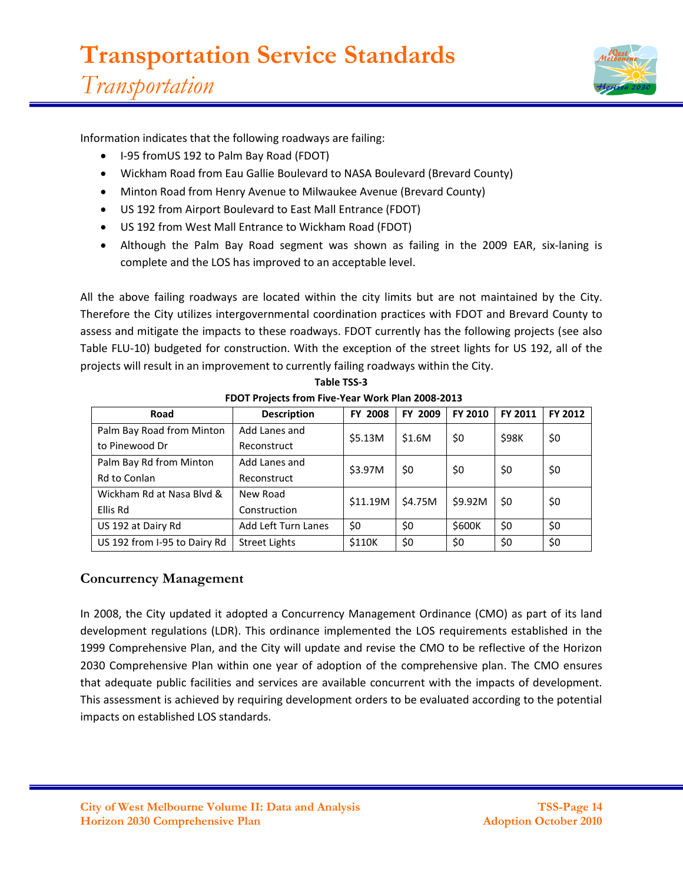Information indicates that the following roadways are failing:

- I-95 fromUS 192 to Palm Bay Road (FDOT)
- Wickham Road from Eau Gallie Boulevard to NASA Boulevard (Brevard County)
- Minton Road from Henry Avenue to Milwaukee Avenue (Brevard County)
- US 192 from Airport Boulevard to East Mall Entrance (FDOT)
- US 192 from West Mall Entrance to Wickham Road (FDOT)
- Although the Palm Bay Road segment was shown as failing in the 2009 EAR, six-laning is complete and the LOS has improved to an acceptable level.

All the above failing roadways are located within the city limits but are not maintained by the City. Therefore the City utilizes intergovernmental coordination practices with FDOT and Brevard County to assess and mitigate the impacts to these roadways. FDOT currently has the following projects (see also Table FLU-10) budgeted for construction. With the exception of the street lights for US 192, all of the projects will result in an improvement to currently failing roadways within the City.

**Table TSS-3**
**FDOT Projects from Five-Year Work Plan 2008-2013**

| Road | Description | FY 2008 | FY 2009 | FY 2010 | FY 2011 | FY 2012 |
|---|---|---|---|---|---|---|
| Palm Bay Road from Minton to Pinewood Dr | Add Lanes and Reconstruct | $5.13M | $1.6M | $0 | $98K | $0 |
| Palm Bay Rd from Minton Rd to Conlan | Add Lanes and Reconstruct | $3.97M | $0 | $0 | $0 | $0 |
| Wickham Rd at Nasa Blvd & Ellis Rd | New Road Construction | $11.19M | $4.75M | $9.92M | $0 | $0 |
| US 192 at Dairy Rd | Add Left Turn Lanes | $0 | $0 | $600K | $0 | $0 |
| US 192 from I-95 to Dairy Rd | Street Lights | $110K | $0 | $0 | $0 | $0 |

## Concurrency Management

In 2008, the City updated it adopted a Concurrency Management Ordinance (CMO) as part of its land development regulations (LDR). This ordinance implemented the LOS requirements established in the 1999 Comprehensive Plan, and the City will update and revise the CMO to be reflective of the Horizon 2030 Comprehensive Plan within one year of adoption of the comprehensive plan. The CMO ensures that adequate public facilities and services are available concurrent with the impacts of development. This assessment is achieved by requiring development orders to be evaluated according to the potential impacts on established LOS standards.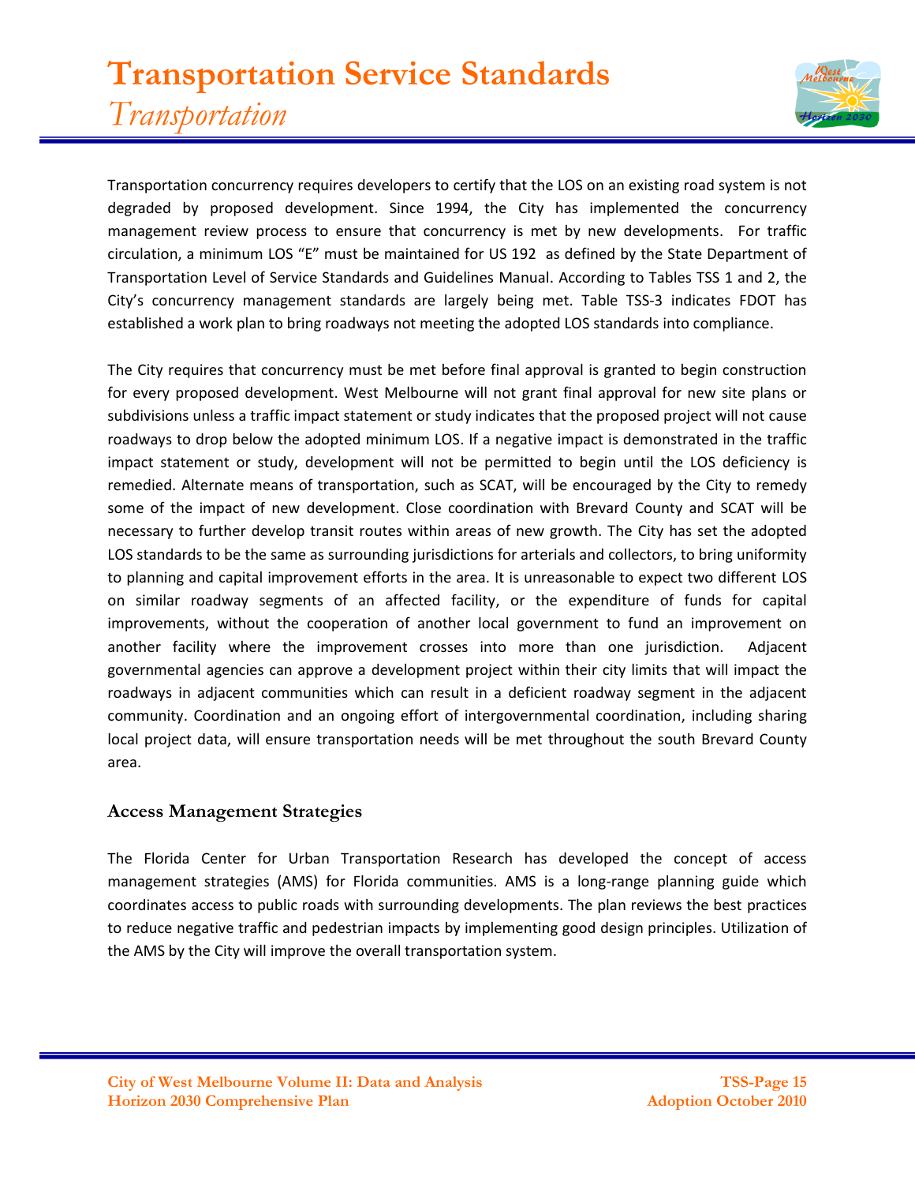Transportation concurrency requires developers to certify that the LOS on an existing road system is not degraded by proposed development. Since 1994, the City has implemented the concurrency management review process to ensure that concurrency is met by new developments. For traffic circulation, a minimum LOS "E" must be maintained for US 192 as defined by the State Department of Transportation Level of Service Standards and Guidelines Manual. According to Tables TSS 1 and 2, the City's concurrency management standards are largely being met. Table TSS-3 indicates FDOT has established a work plan to bring roadways not meeting the adopted LOS standards into compliance.

The City requires that concurrency must be met before final approval is granted to begin construction for every proposed development. West Melbourne will not grant final approval for new site plans or subdivisions unless a traffic impact statement or study indicates that the proposed project will not cause roadways to drop below the adopted minimum LOS. If a negative impact is demonstrated in the traffic impact statement or study, development will not be permitted to begin until the LOS deficiency is remedied. Alternate means of transportation, such as SCAT, will be encouraged by the City to remedy some of the impact of new development. Close coordination with Brevard County and SCAT will be necessary to further develop transit routes within areas of new growth. The City has set the adopted LOS standards to be the same as surrounding jurisdictions for arterials and collectors, to bring uniformity to planning and capital improvement efforts in the area. It is unreasonable to expect two different LOS on similar roadway segments of an affected facility, or the expenditure of funds for capital improvements, without the cooperation of another local government to fund an improvement on another facility where the improvement crosses into more than one jurisdiction. Adjacent governmental agencies can approve a development project within their city limits that will impact the roadways in adjacent communities which can result in a deficient roadway segment in the adjacent community. Coordination and an ongoing effort of intergovernmental coordination, including sharing local project data, will ensure transportation needs will be met throughout the south Brevard County area.

### Access Management Strategies

The Florida Center for Urban Transportation Research has developed the concept of access management strategies (AMS) for Florida communities. AMS is a long-range planning guide which coordinates access to public roads with surrounding developments. The plan reviews the best practices to reduce negative traffic and pedestrian impacts by implementing good design principles. Utilization of the AMS by the City will improve the overall transportation system.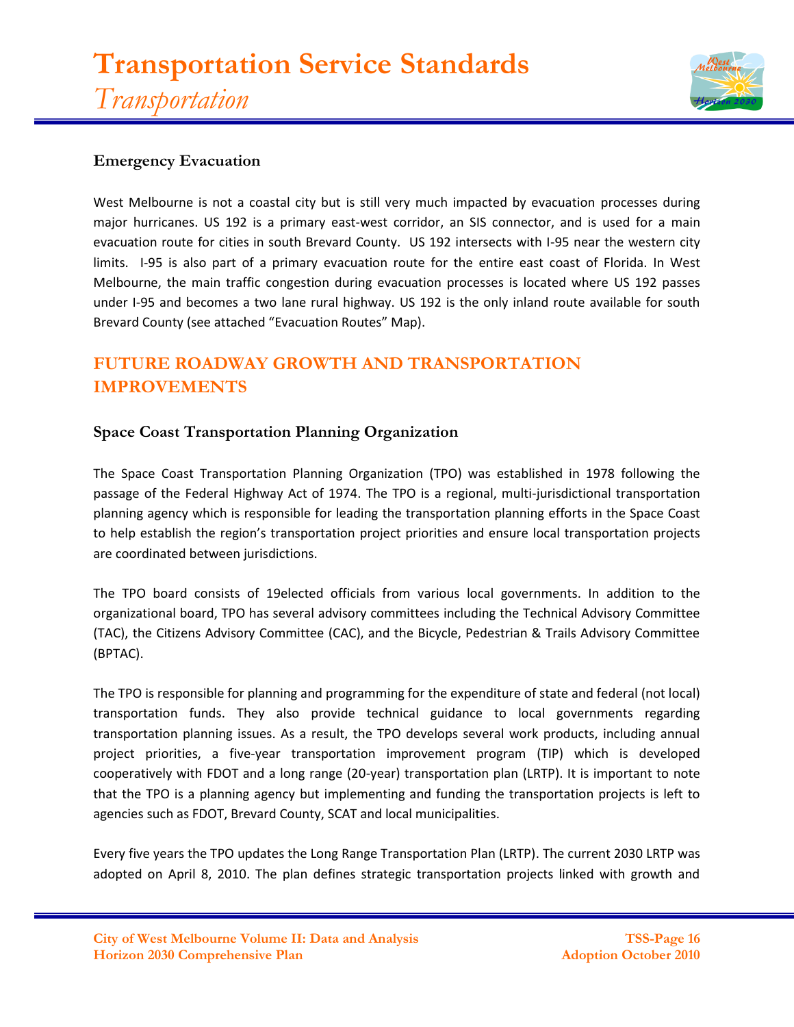### Emergency Evacuation

West Melbourne is not a coastal city but is still very much impacted by evacuation processes during major hurricanes. US 192 is a primary east-west corridor, an SIS connector, and is used for a main evacuation route for cities in south Brevard County. US 192 intersects with I-95 near the western city limits. I-95 is also part of a primary evacuation route for the entire east coast of Florida. In West Melbourne, the main traffic congestion during evacuation processes is located where US 192 passes under I-95 and becomes a two lane rural highway. US 192 is the only inland route available for south Brevard County (see attached "Evacuation Routes" Map).

## FUTURE ROADWAY GROWTH AND TRANSPORTATION IMPROVEMENTS

### Space Coast Transportation Planning Organization

The Space Coast Transportation Planning Organization (TPO) was established in 1978 following the passage of the Federal Highway Act of 1974. The TPO is a regional, multi-jurisdictional transportation planning agency which is responsible for leading the transportation planning efforts in the Space Coast to help establish the region's transportation project priorities and ensure local transportation projects are coordinated between jurisdictions.

The TPO board consists of 19elected officials from various local governments. In addition to the organizational board, TPO has several advisory committees including the Technical Advisory Committee (TAC), the Citizens Advisory Committee (CAC), and the Bicycle, Pedestrian & Trails Advisory Committee (BPTAC).

The TPO is responsible for planning and programming for the expenditure of state and federal (not local) transportation funds. They also provide technical guidance to local governments regarding transportation planning issues. As a result, the TPO develops several work products, including annual project priorities, a five-year transportation improvement program (TIP) which is developed cooperatively with FDOT and a long range (20-year) transportation plan (LRTP). It is important to note that the TPO is a planning agency but implementing and funding the transportation projects is left to agencies such as FDOT, Brevard County, SCAT and local municipalities.

Every five years the TPO updates the Long Range Transportation Plan (LRTP). The current 2030 LRTP was adopted on April 8, 2010. The plan defines strategic transportation projects linked with growth and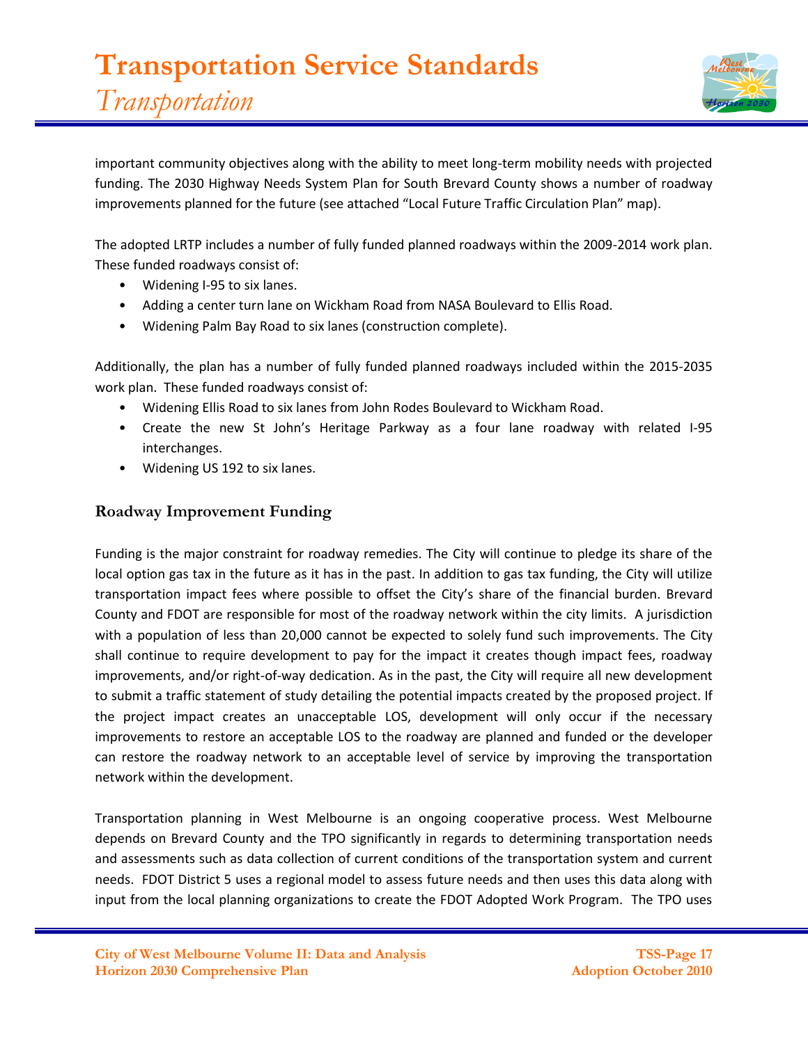important community objectives along with the ability to meet long-term mobility needs with projected funding. The 2030 Highway Needs System Plan for South Brevard County shows a number of roadway improvements planned for the future (see attached "Local Future Traffic Circulation Plan" map).

The adopted LRTP includes a number of fully funded planned roadways within the 2009-2014 work plan. These funded roadways consist of:

- Widening I-95 to six lanes.
- Adding a center turn lane on Wickham Road from NASA Boulevard to Ellis Road.
- Widening Palm Bay Road to six lanes (construction complete).

Additionally, the plan has a number of fully funded planned roadways included within the 2015-2035 work plan. These funded roadways consist of:

- Widening Ellis Road to six lanes from John Rodes Boulevard to Wickham Road.
- Create the new St John's Heritage Parkway as a four lane roadway with related I-95 interchanges.
- Widening US 192 to six lanes.

## Roadway Improvement Funding

Funding is the major constraint for roadway remedies. The City will continue to pledge its share of the local option gas tax in the future as it has in the past. In addition to gas tax funding, the City will utilize transportation impact fees where possible to offset the City's share of the financial burden. Brevard County and FDOT are responsible for most of the roadway network within the city limits. A jurisdiction with a population of less than 20,000 cannot be expected to solely fund such improvements. The City shall continue to require development to pay for the impact it creates though impact fees, roadway improvements, and/or right-of-way dedication. As in the past, the City will require all new development to submit a traffic statement of study detailing the potential impacts created by the proposed project. If the project impact creates an unacceptable LOS, development will only occur if the necessary improvements to restore an acceptable LOS to the roadway are planned and funded or the developer can restore the roadway network to an acceptable level of service by improving the transportation network within the development.

Transportation planning in West Melbourne is an ongoing cooperative process. West Melbourne depends on Brevard County and the TPO significantly in regards to determining transportation needs and assessments such as data collection of current conditions of the transportation system and current needs. FDOT District 5 uses a regional model to assess future needs and then uses this data along with input from the local planning organizations to create the FDOT Adopted Work Program. The TPO uses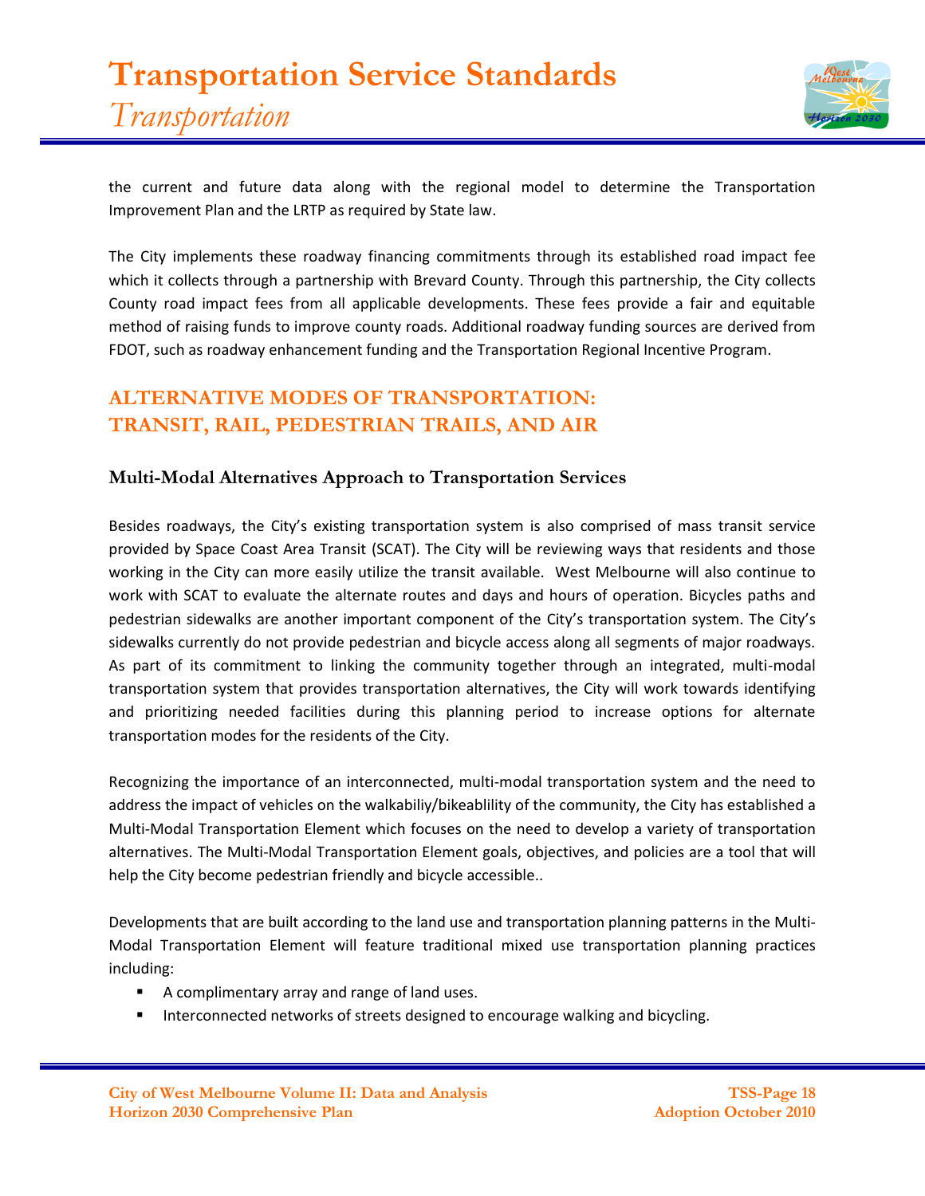the current and future data along with the regional model to determine the Transportation Improvement Plan and the LRTP as required by State law.

The City implements these roadway financing commitments through its established road impact fee which it collects through a partnership with Brevard County. Through this partnership, the City collects County road impact fees from all applicable developments. These fees provide a fair and equitable method of raising funds to improve county roads. Additional roadway funding sources are derived from FDOT, such as roadway enhancement funding and the Transportation Regional Incentive Program.

## ALTERNATIVE MODES OF TRANSPORTATION: TRANSIT, RAIL, PEDESTRIAN TRAILS, AND AIR

### Multi-Modal Alternatives Approach to Transportation Services

Besides roadways, the City's existing transportation system is also comprised of mass transit service provided by Space Coast Area Transit (SCAT). The City will be reviewing ways that residents and those working in the City can more easily utilize the transit available. West Melbourne will also continue to work with SCAT to evaluate the alternate routes and days and hours of operation. Bicycles paths and pedestrian sidewalks are another important component of the City's transportation system. The City's sidewalks currently do not provide pedestrian and bicycle access along all segments of major roadways. As part of its commitment to linking the community together through an integrated, multi-modal transportation system that provides transportation alternatives, the City will work towards identifying and prioritizing needed facilities during this planning period to increase options for alternate transportation modes for the residents of the City.

Recognizing the importance of an interconnected, multi-modal transportation system and the need to address the impact of vehicles on the walkabiliy/bikeablility of the community, the City has established a Multi-Modal Transportation Element which focuses on the need to develop a variety of transportation alternatives. The Multi-Modal Transportation Element goals, objectives, and policies are a tool that will help the City become pedestrian friendly and bicycle accessible..

Developments that are built according to the land use and transportation planning patterns in the Multi-Modal Transportation Element will feature traditional mixed use transportation planning practices including:

- A complimentary array and range of land uses.
- Interconnected networks of streets designed to encourage walking and bicycling.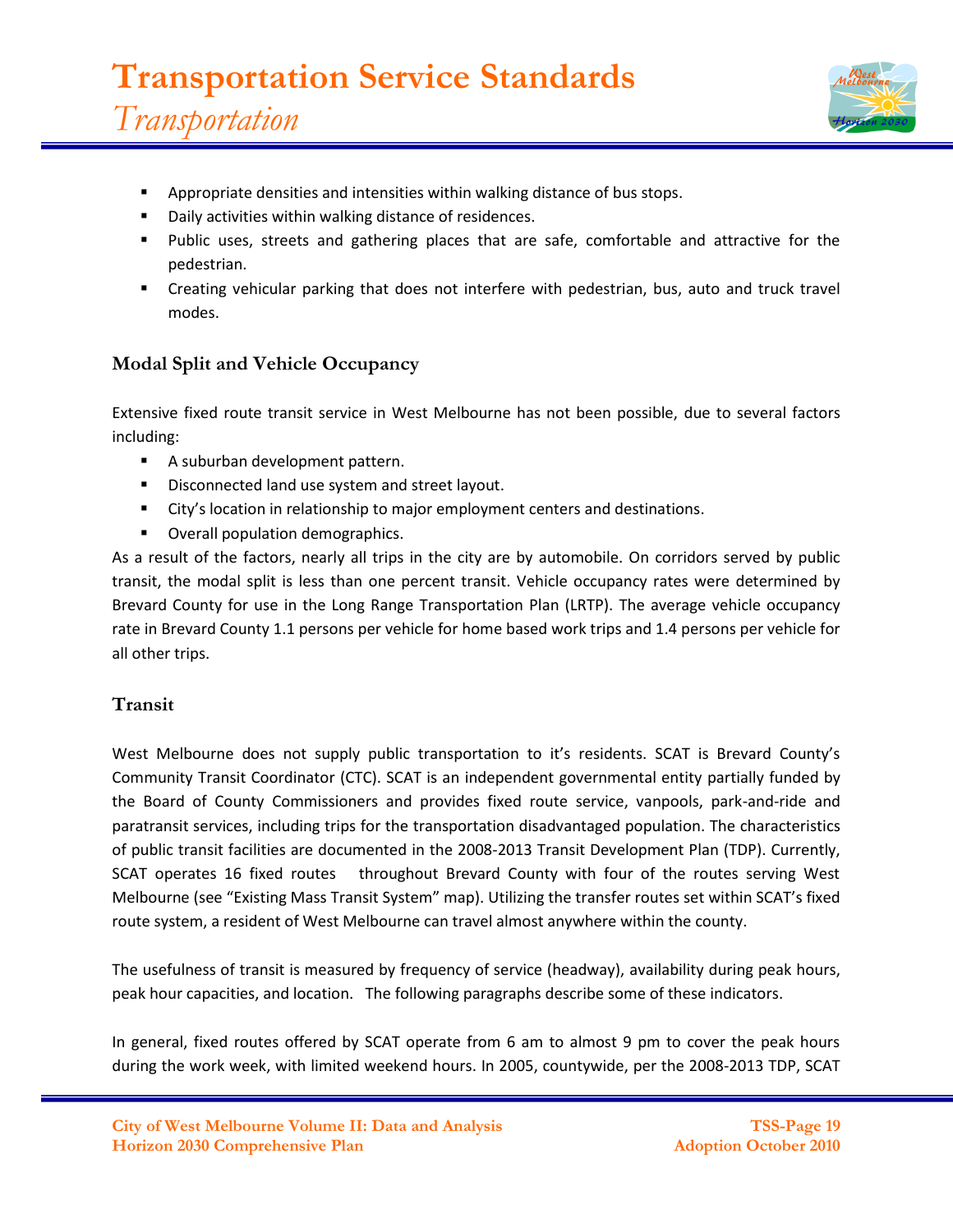- Appropriate densities and intensities within walking distance of bus stops.
- Daily activities within walking distance of residences.
- Public uses, streets and gathering places that are safe, comfortable and attractive for the pedestrian.
- Creating vehicular parking that does not interfere with pedestrian, bus, auto and truck travel modes.

### Modal Split and Vehicle Occupancy

Extensive fixed route transit service in West Melbourne has not been possible, due to several factors including:

- A suburban development pattern.
- Disconnected land use system and street layout.
- City's location in relationship to major employment centers and destinations.
- Overall population demographics.

As a result of the factors, nearly all trips in the city are by automobile. On corridors served by public transit, the modal split is less than one percent transit. Vehicle occupancy rates were determined by Brevard County for use in the Long Range Transportation Plan (LRTP). The average vehicle occupancy rate in Brevard County 1.1 persons per vehicle for home based work trips and 1.4 persons per vehicle for all other trips.

### Transit

West Melbourne does not supply public transportation to it's residents. SCAT is Brevard County's Community Transit Coordinator (CTC). SCAT is an independent governmental entity partially funded by the Board of County Commissioners and provides fixed route service, vanpools, park-and-ride and paratransit services, including trips for the transportation disadvantaged population. The characteristics of public transit facilities are documented in the 2008-2013 Transit Development Plan (TDP). Currently, SCAT operates 16 fixed routes throughout Brevard County with four of the routes serving West Melbourne (see "Existing Mass Transit System" map). Utilizing the transfer routes set within SCAT's fixed route system, a resident of West Melbourne can travel almost anywhere within the county.

The usefulness of transit is measured by frequency of service (headway), availability during peak hours, peak hour capacities, and location. The following paragraphs describe some of these indicators.

In general, fixed routes offered by SCAT operate from 6 am to almost 9 pm to cover the peak hours during the work week, with limited weekend hours. In 2005, countywide, per the 2008-2013 TDP, SCAT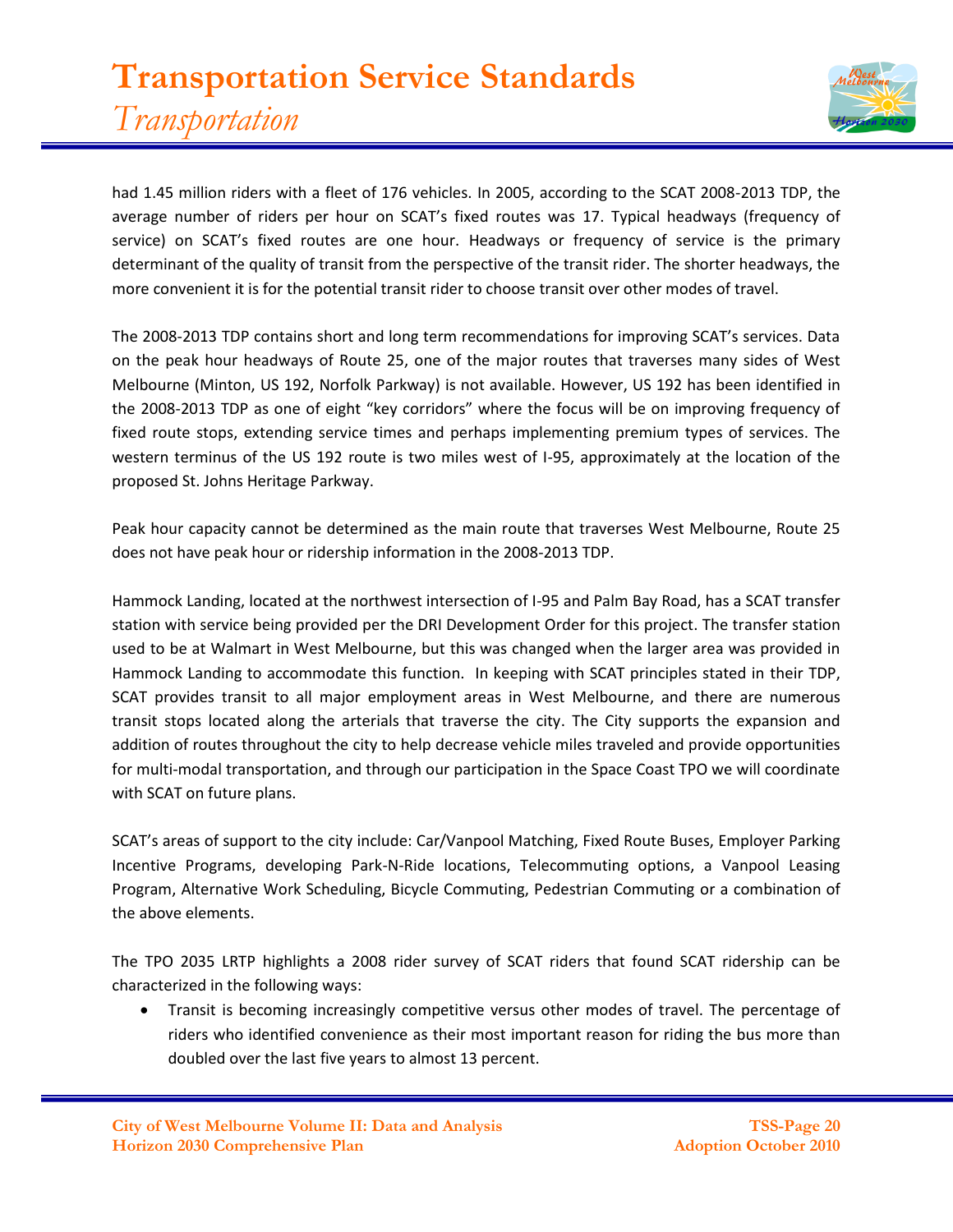had 1.45 million riders with a fleet of 176 vehicles. In 2005, according to the SCAT 2008-2013 TDP, the average number of riders per hour on SCAT's fixed routes was 17. Typical headways (frequency of service) on SCAT's fixed routes are one hour. Headways or frequency of service is the primary determinant of the quality of transit from the perspective of the transit rider. The shorter headways, the more convenient it is for the potential transit rider to choose transit over other modes of travel.

The 2008-2013 TDP contains short and long term recommendations for improving SCAT's services. Data on the peak hour headways of Route 25, one of the major routes that traverses many sides of West Melbourne (Minton, US 192, Norfolk Parkway) is not available. However, US 192 has been identified in the 2008-2013 TDP as one of eight "key corridors" where the focus will be on improving frequency of fixed route stops, extending service times and perhaps implementing premium types of services. The western terminus of the US 192 route is two miles west of I-95, approximately at the location of the proposed St. Johns Heritage Parkway.

Peak hour capacity cannot be determined as the main route that traverses West Melbourne, Route 25 does not have peak hour or ridership information in the 2008-2013 TDP.

Hammock Landing, located at the northwest intersection of I-95 and Palm Bay Road, has a SCAT transfer station with service being provided per the DRI Development Order for this project. The transfer station used to be at Walmart in West Melbourne, but this was changed when the larger area was provided in Hammock Landing to accommodate this function. In keeping with SCAT principles stated in their TDP, SCAT provides transit to all major employment areas in West Melbourne, and there are numerous transit stops located along the arterials that traverse the city. The City supports the expansion and addition of routes throughout the city to help decrease vehicle miles traveled and provide opportunities for multi-modal transportation, and through our participation in the Space Coast TPO we will coordinate with SCAT on future plans.

SCAT's areas of support to the city include: Car/Vanpool Matching, Fixed Route Buses, Employer Parking Incentive Programs, developing Park-N-Ride locations, Telecommuting options, a Vanpool Leasing Program, Alternative Work Scheduling, Bicycle Commuting, Pedestrian Commuting or a combination of the above elements.

The TPO 2035 LRTP highlights a 2008 rider survey of SCAT riders that found SCAT ridership can be characterized in the following ways:

- Transit is becoming increasingly competitive versus other modes of travel. The percentage of riders who identified convenience as their most important reason for riding the bus more than doubled over the last five years to almost 13 percent.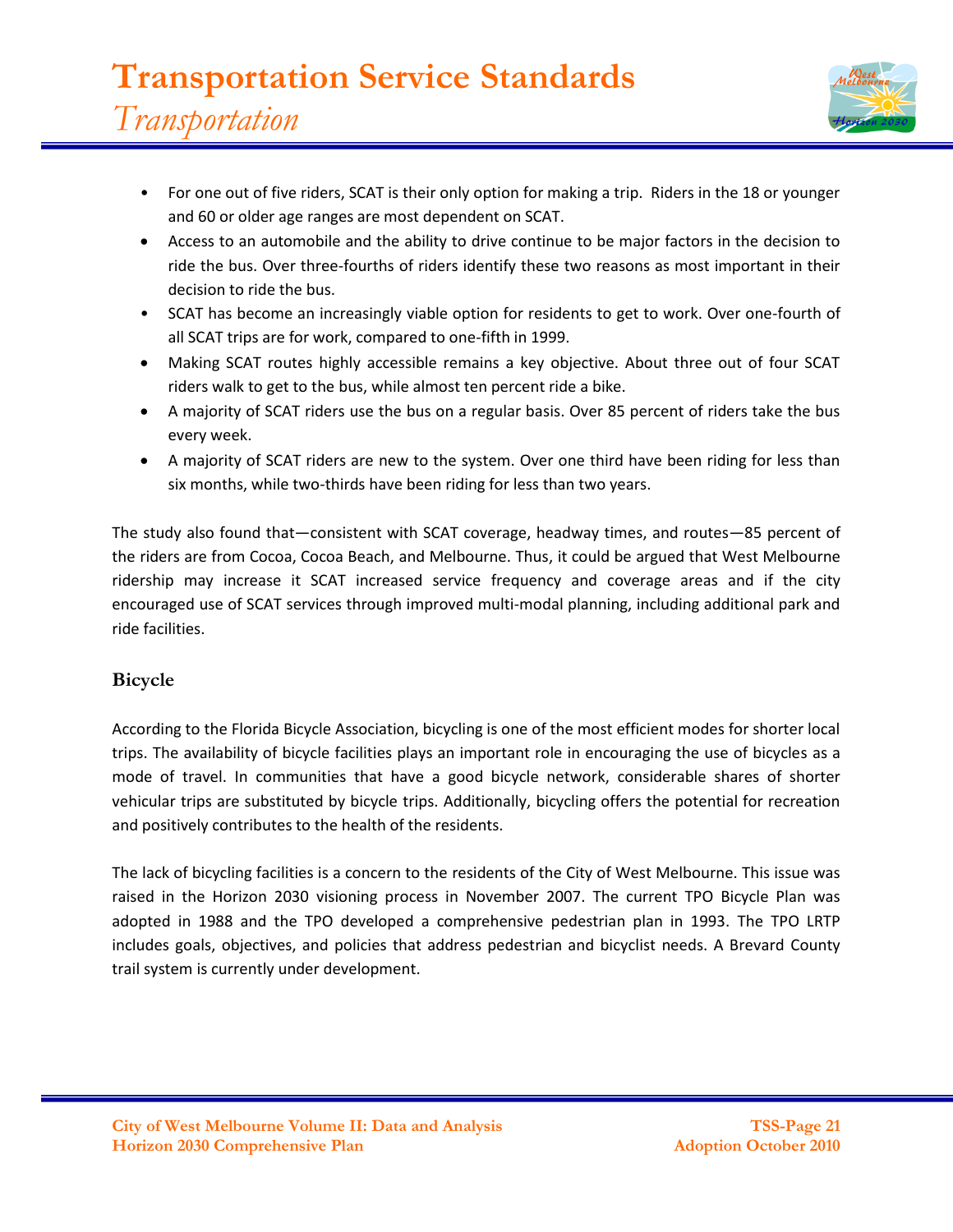- For one out of five riders, SCAT is their only option for making a trip. Riders in the 18 or younger and 60 or older age ranges are most dependent on SCAT.
- Access to an automobile and the ability to drive continue to be major factors in the decision to ride the bus. Over three-fourths of riders identify these two reasons as most important in their decision to ride the bus.
- SCAT has become an increasingly viable option for residents to get to work. Over one-fourth of all SCAT trips are for work, compared to one-fifth in 1999.
- Making SCAT routes highly accessible remains a key objective. About three out of four SCAT riders walk to get to the bus, while almost ten percent ride a bike.
- A majority of SCAT riders use the bus on a regular basis. Over 85 percent of riders take the bus every week.
- A majority of SCAT riders are new to the system. Over one third have been riding for less than six months, while two-thirds have been riding for less than two years.

The study also found that—consistent with SCAT coverage, headway times, and routes—85 percent of the riders are from Cocoa, Cocoa Beach, and Melbourne. Thus, it could be argued that West Melbourne ridership may increase it SCAT increased service frequency and coverage areas and if the city encouraged use of SCAT services through improved multi-modal planning, including additional park and ride facilities.

### Bicycle

According to the Florida Bicycle Association, bicycling is one of the most efficient modes for shorter local trips. The availability of bicycle facilities plays an important role in encouraging the use of bicycles as a mode of travel. In communities that have a good bicycle network, considerable shares of shorter vehicular trips are substituted by bicycle trips. Additionally, bicycling offers the potential for recreation and positively contributes to the health of the residents.

The lack of bicycling facilities is a concern to the residents of the City of West Melbourne. This issue was raised in the Horizon 2030 visioning process in November 2007. The current TPO Bicycle Plan was adopted in 1988 and the TPO developed a comprehensive pedestrian plan in 1993. The TPO LRTP includes goals, objectives, and policies that address pedestrian and bicyclist needs. A Brevard County trail system is currently under development.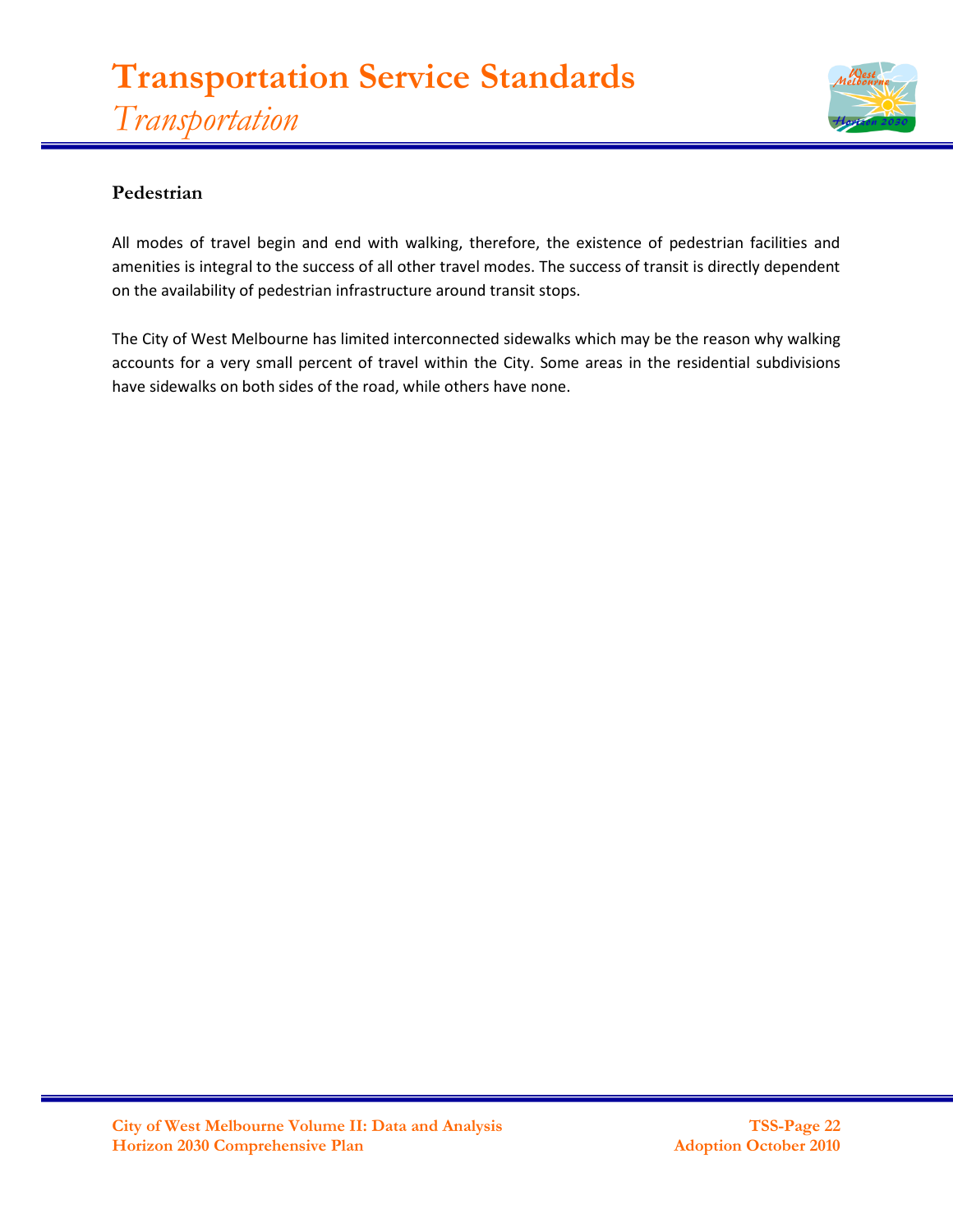## Pedestrian

All modes of travel begin and end with walking, therefore, the existence of pedestrian facilities and amenities is integral to the success of all other travel modes. The success of transit is directly dependent on the availability of pedestrian infrastructure around transit stops.

The City of West Melbourne has limited interconnected sidewalks which may be the reason why walking accounts for a very small percent of travel within the City. Some areas in the residential subdivisions have sidewalks on both sides of the road, while others have none.